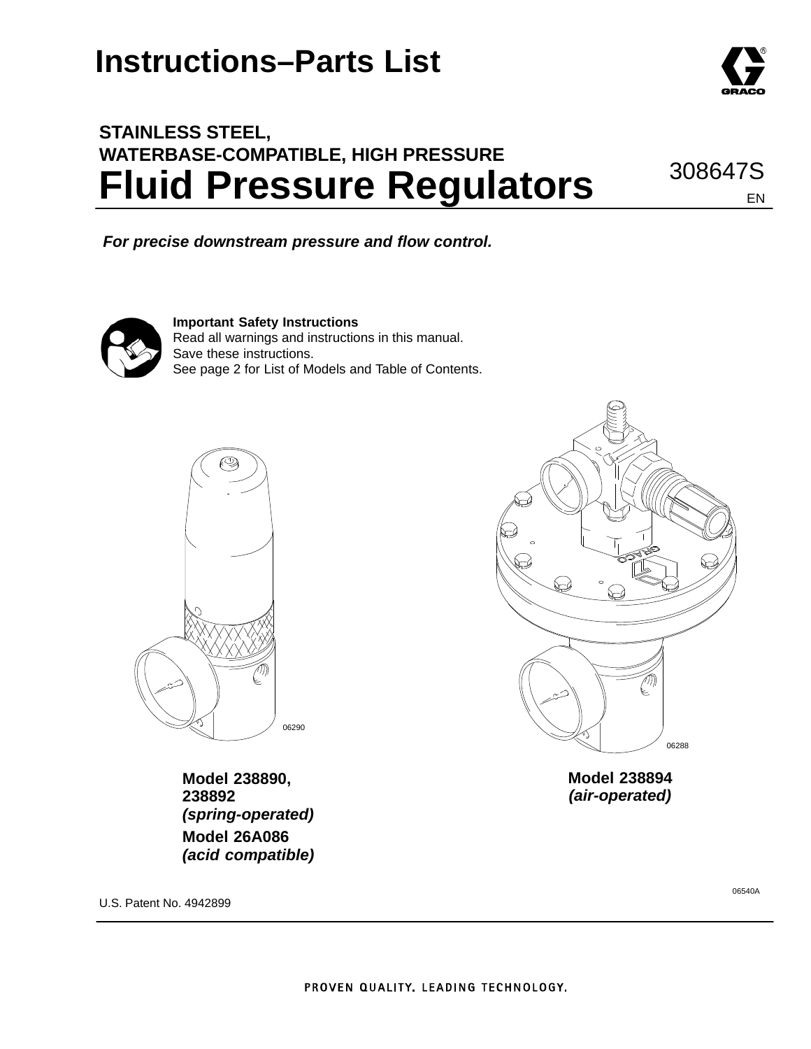# Instructions–Parts List

## STAINLESS STEEL, WATERBASE-COMPATIBLE, HIGH PRESSURE
# Fluid Pressure Regulators

308647S

EN

***For precise downstream pressure and flow control.***

**Important Safety Instructions**
Read all warnings and instructions in this manual.
Save these instructions.
See page 2 for List of Models and Table of Contents.

06290

06288

**Model 238890, 238892**
***(spring-operated)***

**Model 26A086**
***(acid compatible)***

**Model 238894**
***(air-operated)***

06540A

U.S. Patent No. 4942899

PROVEN QUALITY. LEADING TECHNOLOGY.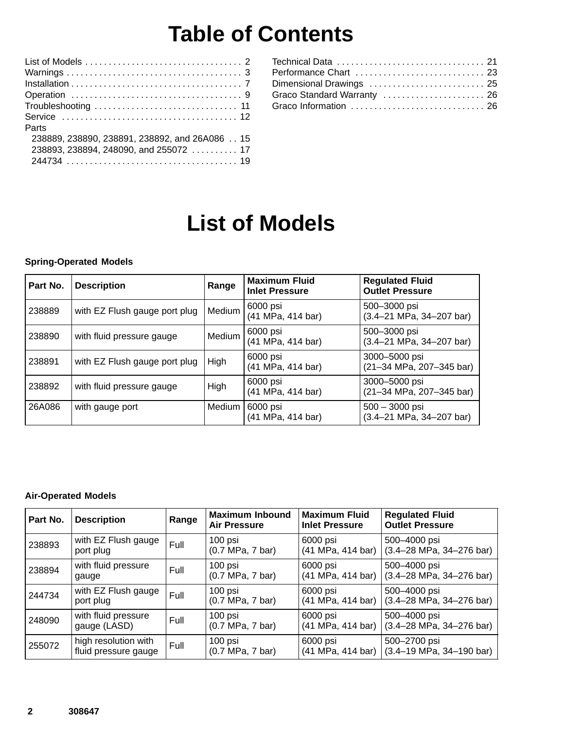# Table of Contents

List of Models . . . . . . . . . . . . . . . . . . . . . . . . . . . . . . . . . . 2
Warnings . . . . . . . . . . . . . . . . . . . . . . . . . . . . . . . . . . . . . 3
Installation . . . . . . . . . . . . . . . . . . . . . . . . . . . . . . . . . . . . 7
Operation . . . . . . . . . . . . . . . . . . . . . . . . . . . . . . . . . . . . 9
Troubleshooting . . . . . . . . . . . . . . . . . . . . . . . . . . . . . . 11
Service . . . . . . . . . . . . . . . . . . . . . . . . . . . . . . . . . . . . . 12
Parts
  238889, 238890, 238891, 238892, and 26A086 . . 15
  238893, 238894, 248090, and 255072 . . . . . . . . . 17
  244734 . . . . . . . . . . . . . . . . . . . . . . . . . . . . . . . . . . . . 19
Technical Data . . . . . . . . . . . . . . . . . . . . . . . . . . . . . . . 21
Performance Chart . . . . . . . . . . . . . . . . . . . . . . . . . . . 23
Dimensional Drawings . . . . . . . . . . . . . . . . . . . . . . . . 25
Graco Standard Warranty . . . . . . . . . . . . . . . . . . . . . 26
Graco Information . . . . . . . . . . . . . . . . . . . . . . . . . . . . 26

# List of Models

**Spring-Operated Models**

| Part No. | Description | Range | Maximum Fluid Inlet Pressure | Regulated Fluid Outlet Pressure |
|---|---|---|---|---|
| 238889 | with EZ Flush gauge port plug | Medium | 6000 psi (41 MPa, 414 bar) | 500–3000 psi (3.4–21 MPa, 34–207 bar) |
| 238890 | with fluid pressure gauge | Medium | 6000 psi (41 MPa, 414 bar) | 500–3000 psi (3.4–21 MPa, 34–207 bar) |
| 238891 | with EZ Flush gauge port plug | High | 6000 psi (41 MPa, 414 bar) | 3000–5000 psi (21–34 MPa, 207–345 bar) |
| 238892 | with fluid pressure gauge | High | 6000 psi (41 MPa, 414 bar) | 3000–5000 psi (21–34 MPa, 207–345 bar) |
| 26A086 | with gauge port | Medium | 6000 psi (41 MPa, 414 bar) | 500 – 3000 psi (3.4–21 MPa, 34–207 bar) |

**Air-Operated Models**

| Part No. | Description | Range | Maximum Inbound Air Pressure | Maximum Fluid Inlet Pressure | Regulated Fluid Outlet Pressure |
|---|---|---|---|---|---|
| 238893 | with EZ Flush gauge port plug | Full | 100 psi (0.7 MPa, 7 bar) | 6000 psi (41 MPa, 414 bar) | 500–4000 psi (3.4–28 MPa, 34–276 bar) |
| 238894 | with fluid pressure gauge | Full | 100 psi (0.7 MPa, 7 bar) | 6000 psi (41 MPa, 414 bar) | 500–4000 psi (3.4–28 MPa, 34–276 bar) |
| 244734 | with EZ Flush gauge port plug | Full | 100 psi (0.7 MPa, 7 bar) | 6000 psi (41 MPa, 414 bar) | 500–4000 psi (3.4–28 MPa, 34–276 bar) |
| 248090 | with fluid pressure gauge (LASD) | Full | 100 psi (0.7 MPa, 7 bar) | 6000 psi (41 MPa, 414 bar) | 500–4000 psi (3.4–28 MPa, 34–276 bar) |
| 255072 | high resolution with fluid pressure gauge | Full | 100 psi (0.7 MPa, 7 bar) | 6000 psi (41 MPa, 414 bar) | 500–2700 psi (3.4–19 MPa, 34–190 bar) |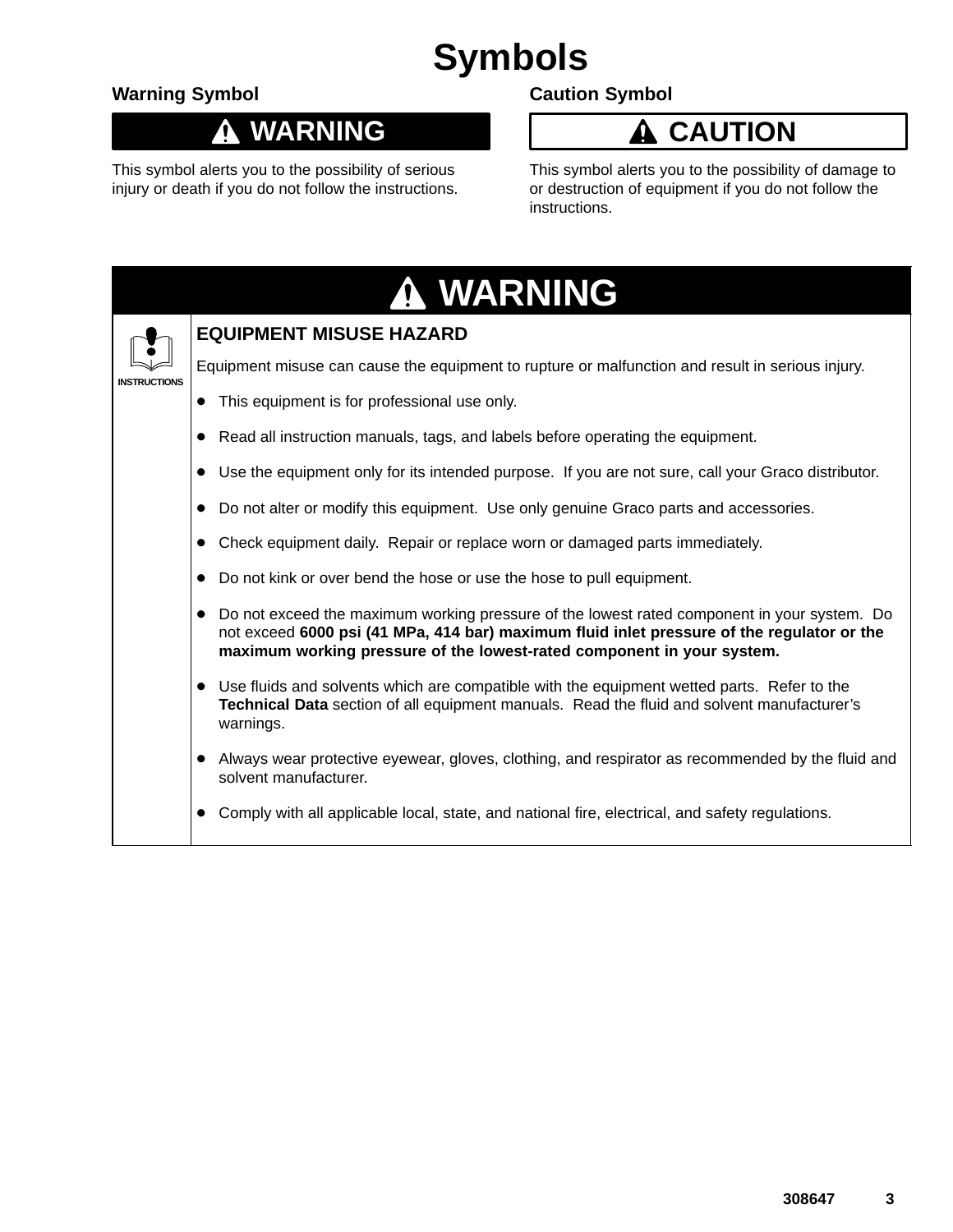# Symbols

## Warning Symbol

**⚠ WARNING**

This symbol alerts you to the possibility of serious injury or death if you do not follow the instructions.

## Caution Symbol

**⚠ CAUTION**

This symbol alerts you to the possibility of damage to or destruction of equipment if you do not follow the instructions.

## ⚠ WARNING

INSTRUCTIONS

### EQUIPMENT MISUSE HAZARD

Equipment misuse can cause the equipment to rupture or malfunction and result in serious injury.

- This equipment is for professional use only.
- Read all instruction manuals, tags, and labels before operating the equipment.
- Use the equipment only for its intended purpose. If you are not sure, call your Graco distributor.
- Do not alter or modify this equipment. Use only genuine Graco parts and accessories.
- Check equipment daily. Repair or replace worn or damaged parts immediately.
- Do not kink or over bend the hose or use the hose to pull equipment.
- Do not exceed the maximum working pressure of the lowest rated component in your system. Do not exceed **6000 psi (41 MPa, 414 bar) maximum fluid inlet pressure of the regulator or the maximum working pressure of the lowest-rated component in your system.**
- Use fluids and solvents which are compatible with the equipment wetted parts. Refer to the **Technical Data** section of all equipment manuals. Read the fluid and solvent manufacturer's warnings.
- Always wear protective eyewear, gloves, clothing, and respirator as recommended by the fluid and solvent manufacturer.
- Comply with all applicable local, state, and national fire, electrical, and safety regulations.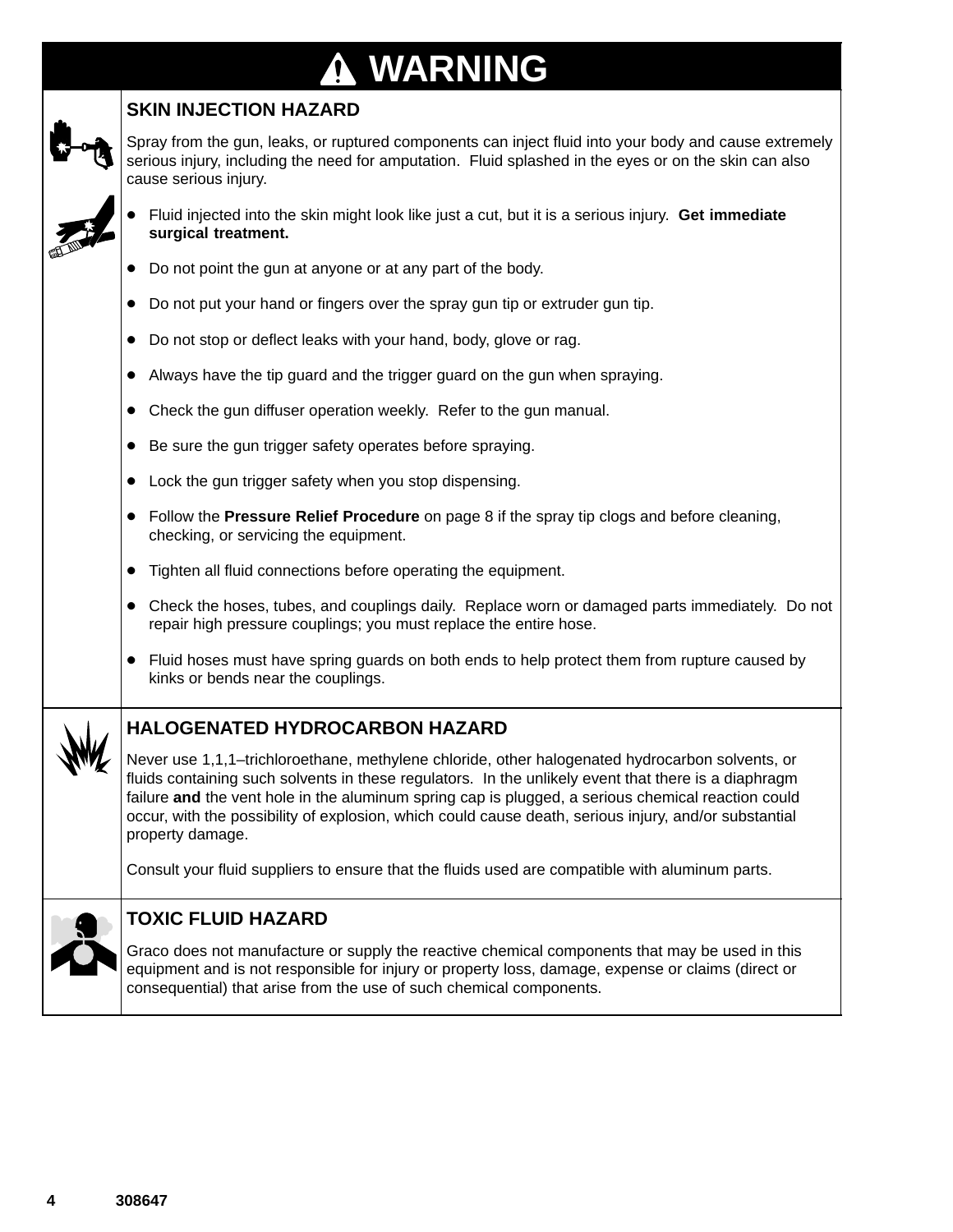# ⚠ WARNING

## SKIN INJECTION HAZARD

Spray from the gun, leaks, or ruptured components can inject fluid into your body and cause extremely serious injury, including the need for amputation. Fluid splashed in the eyes or on the skin can also cause serious injury.

- Fluid injected into the skin might look like just a cut, but it is a serious injury. **Get immediate surgical treatment.**
- Do not point the gun at anyone or at any part of the body.
- Do not put your hand or fingers over the spray gun tip or extruder gun tip.
- Do not stop or deflect leaks with your hand, body, glove or rag.
- Always have the tip guard and the trigger guard on the gun when spraying.
- Check the gun diffuser operation weekly. Refer to the gun manual.
- Be sure the gun trigger safety operates before spraying.
- Lock the gun trigger safety when you stop dispensing.
- Follow the **Pressure Relief Procedure** on page 8 if the spray tip clogs and before cleaning, checking, or servicing the equipment.
- Tighten all fluid connections before operating the equipment.
- Check the hoses, tubes, and couplings daily. Replace worn or damaged parts immediately. Do not repair high pressure couplings; you must replace the entire hose.
- Fluid hoses must have spring guards on both ends to help protect them from rupture caused by kinks or bends near the couplings.

## HALOGENATED HYDROCARBON HAZARD

Never use 1,1,1–trichloroethane, methylene chloride, other halogenated hydrocarbon solvents, or fluids containing such solvents in these regulators. In the unlikely event that there is a diaphragm failure **and** the vent hole in the aluminum spring cap is plugged, a serious chemical reaction could occur, with the possibility of explosion, which could cause death, serious injury, and/or substantial property damage.

Consult your fluid suppliers to ensure that the fluids used are compatible with aluminum parts.

## TOXIC FLUID HAZARD

Graco does not manufacture or supply the reactive chemical components that may be used in this equipment and is not responsible for injury or property loss, damage, expense or claims (direct or consequential) that arise from the use of such chemical components.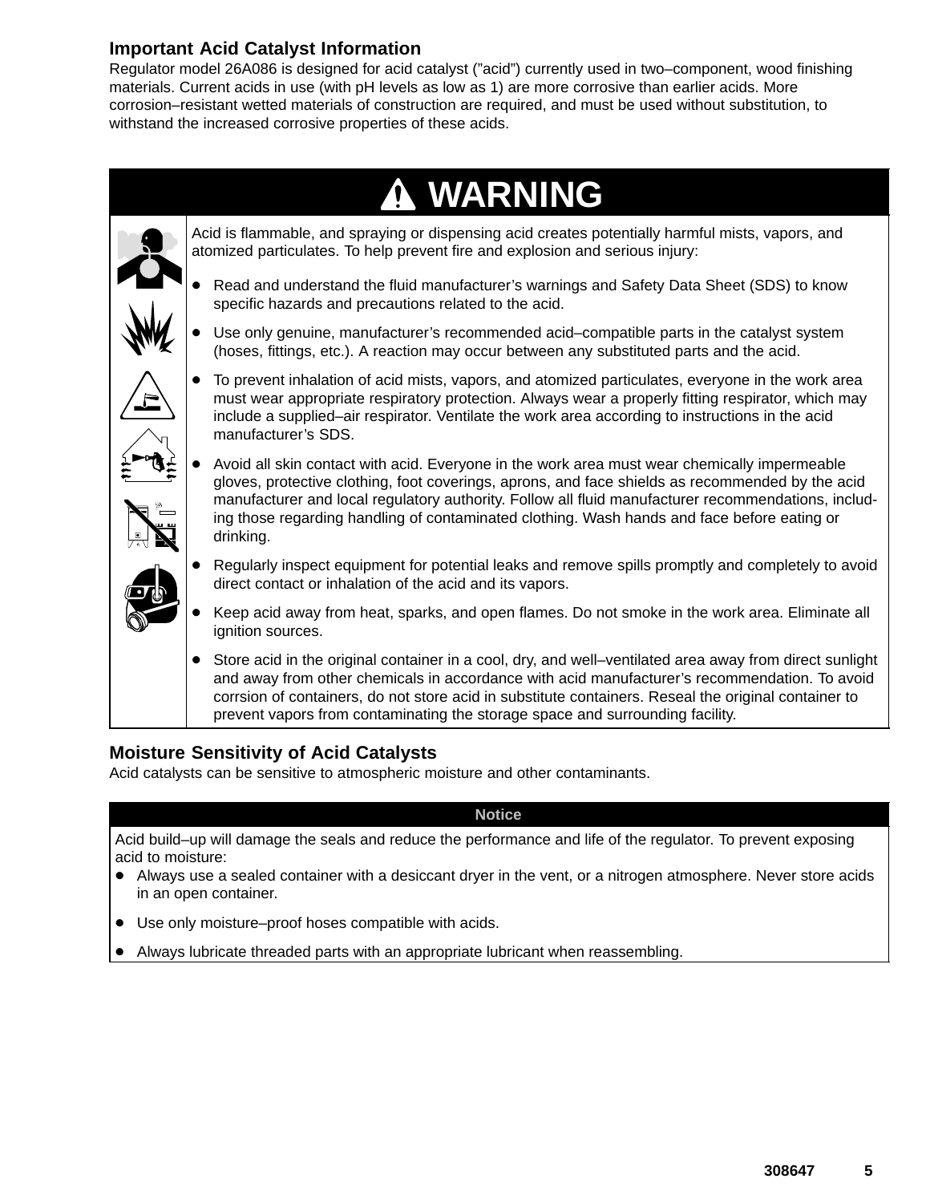## Important Acid Catalyst Information

Regulator model 26A086 is designed for acid catalyst (”acid”) currently used in two–component, wood finishing materials. Current acids in use (with pH levels as low as 1) are more corrosive than earlier acids. More corrosion–resistant wetted materials of construction are required, and must be used without substitution, to withstand the increased corrosive properties of these acids.

## ⚠ WARNING

Acid is flammable, and spraying or dispensing acid creates potentially harmful mists, vapors, and atomized particulates. To help prevent fire and explosion and serious injury:

- Read and understand the fluid manufacturer’s warnings and Safety Data Sheet (SDS) to know specific hazards and precautions related to the acid.
- Use only genuine, manufacturer’s recommended acid–compatible parts in the catalyst system (hoses, fittings, etc.). A reaction may occur between any substituted parts and the acid.
- To prevent inhalation of acid mists, vapors, and atomized particulates, everyone in the work area must wear appropriate respiratory protection. Always wear a properly fitting respirator, which may include a supplied–air respirator. Ventilate the work area according to instructions in the acid manufacturer’s SDS.
- Avoid all skin contact with acid. Everyone in the work area must wear chemically impermeable gloves, protective clothing, foot coverings, aprons, and face shields as recommended by the acid manufacturer and local regulatory authority. Follow all fluid manufacturer recommendations, including those regarding handling of contaminated clothing. Wash hands and face before eating or drinking.
- Regularly inspect equipment for potential leaks and remove spills promptly and completely to avoid direct contact or inhalation of the acid and its vapors.
- Keep acid away from heat, sparks, and open flames. Do not smoke in the work area. Eliminate all ignition sources.
- Store acid in the original container in a cool, dry, and well–ventilated area away from direct sunlight and away from other chemicals in accordance with acid manufacturer’s recommendation. To avoid corrsion of containers, do not store acid in substitute containers. Reseal the original container to prevent vapors from contaminating the storage space and surrounding facility.

## Moisture Sensitivity of Acid Catalysts

Acid catalysts can be sensitive to atmospheric moisture and other contaminants.

### Notice

Acid build–up will damage the seals and reduce the performance and life of the regulator. To prevent exposing acid to moisture:

- Always use a sealed container with a desiccant dryer in the vent, or a nitrogen atmosphere. Never store acids in an open container.
- Use only moisture–proof hoses compatible with acids.
- Always lubricate threaded parts with an appropriate lubricant when reassembling.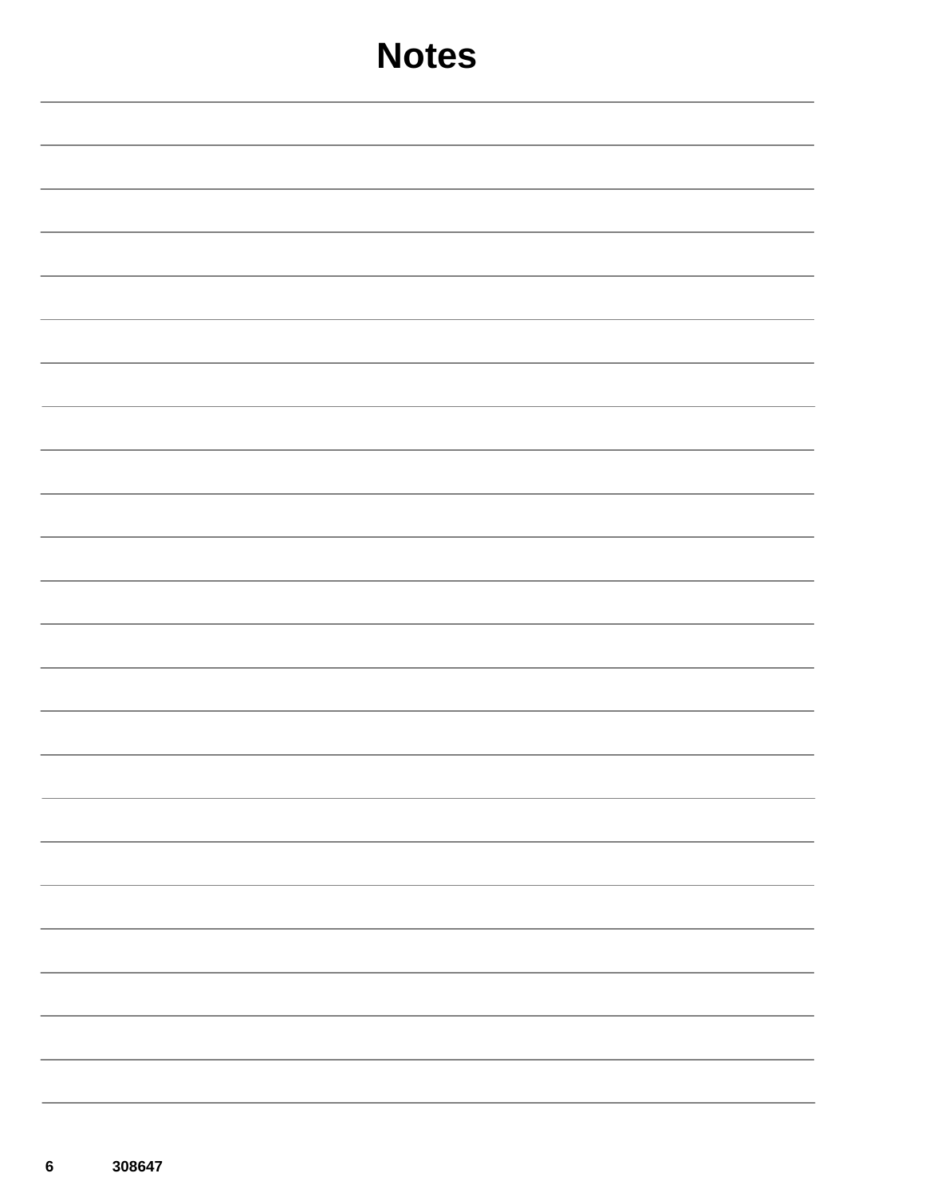# Notes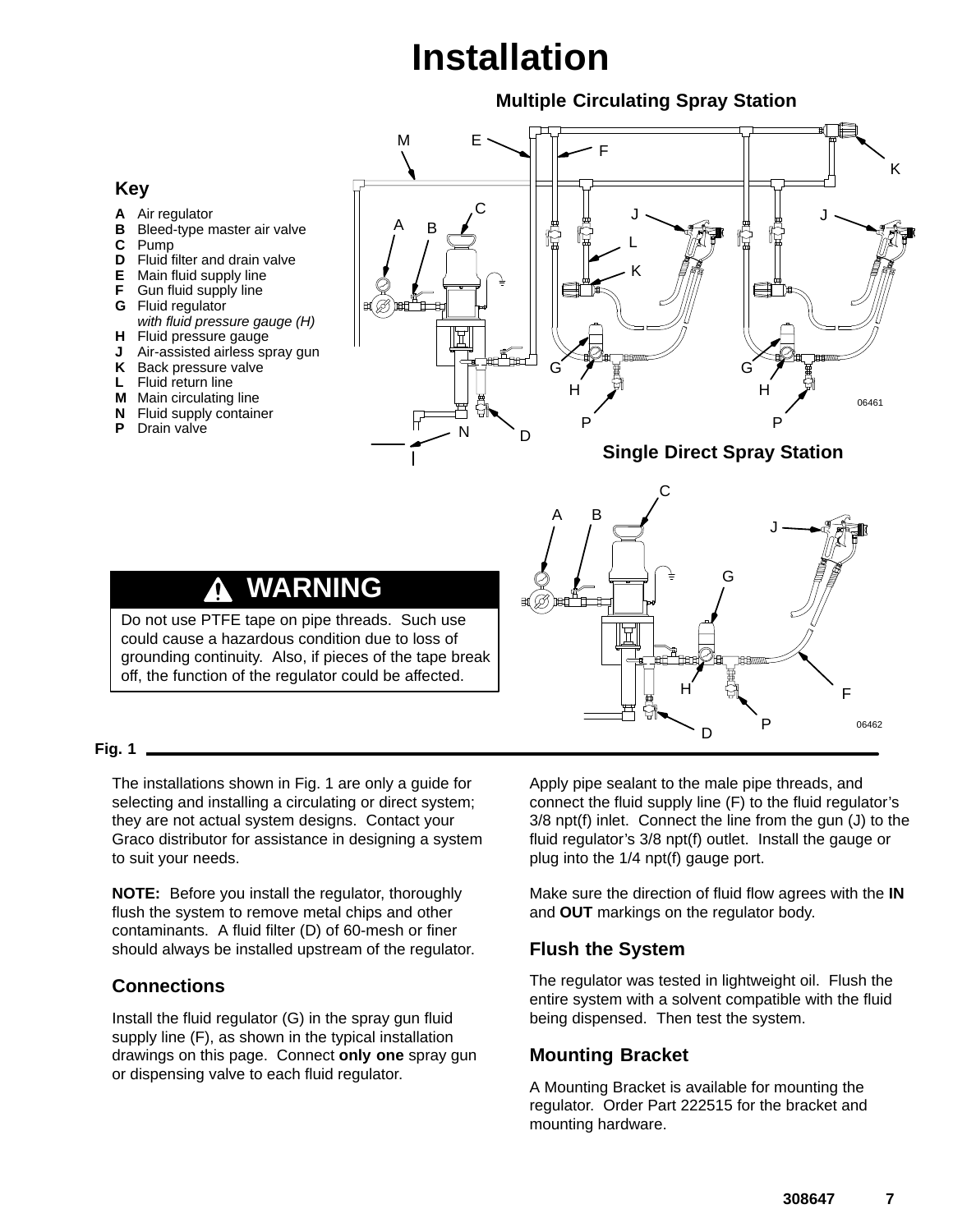# Installation

Multiple Circulating Spray Station

## Key

- **A** Air regulator
- **B** Bleed-type master air valve
- **C** Pump
- **D** Fluid filter and drain valve
- **E** Main fluid supply line
- **F** Gun fluid supply line
- **G** Fluid regulator *with fluid pressure gauge (H)*
- **H** Fluid pressure gauge
- **J** Air-assisted airless spray gun
- **K** Back pressure valve
- **L** Fluid return line
- **M** Main circulating line
- **N** Fluid supply container
- **P** Drain valve

Single Direct Spray Station

> **⚠ WARNING**
>
> Do not use PTFE tape on pipe threads. Such use could cause a hazardous condition due to loss of grounding continuity. Also, if pieces of the tape break off, the function of the regulator could be affected.

**Fig. 1**

The installations shown in Fig. 1 are only a guide for selecting and installing a circulating or direct system; they are not actual system designs. Contact your Graco distributor for assistance in designing a system to suit your needs.

**NOTE:** Before you install the regulator, thoroughly flush the system to remove metal chips and other contaminants. A fluid filter (D) of 60-mesh or finer should always be installed upstream of the regulator.

### Connections

Install the fluid regulator (G) in the spray gun fluid supply line (F), as shown in the typical installation drawings on this page. Connect **only one** spray gun or dispensing valve to each fluid regulator.

Apply pipe sealant to the male pipe threads, and connect the fluid supply line (F) to the fluid regulator's 3/8 npt(f) inlet. Connect the line from the gun (J) to the fluid regulator's 3/8 npt(f) outlet. Install the gauge or plug into the 1/4 npt(f) gauge port.

Make sure the direction of fluid flow agrees with the **IN** and **OUT** markings on the regulator body.

### Flush the System

The regulator was tested in lightweight oil. Flush the entire system with a solvent compatible with the fluid being dispensed. Then test the system.

### Mounting Bracket

A Mounting Bracket is available for mounting the regulator. Order Part 222515 for the bracket and mounting hardware.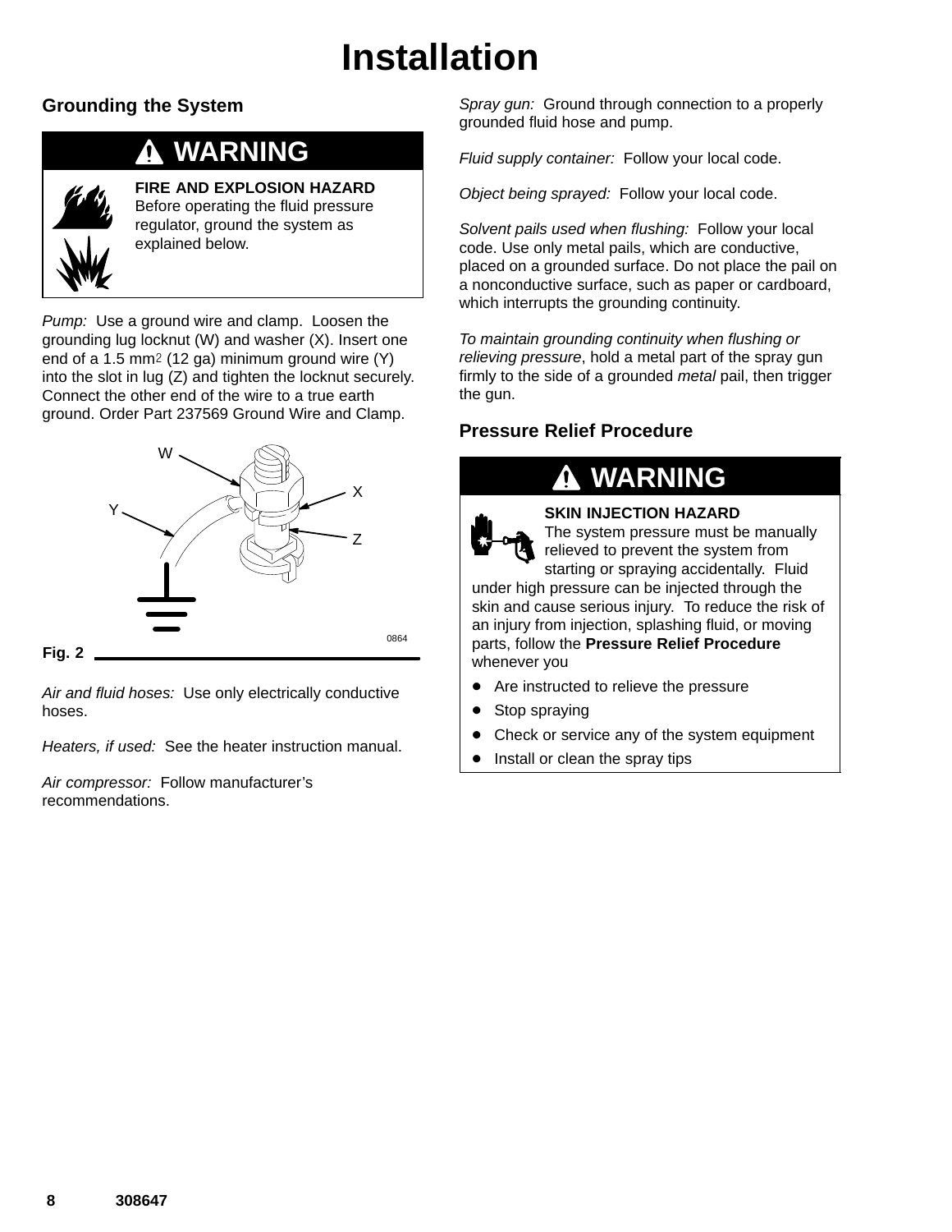# Installation

## Grounding the System

**⚠ WARNING**

**FIRE AND EXPLOSION HAZARD**
Before operating the fluid pressure regulator, ground the system as explained below.

*Pump:* Use a ground wire and clamp. Loosen the grounding lug locknut (W) and washer (X). Insert one end of a 1.5 $mm^2$ (12 ga) minimum ground wire (Y) into the slot in lug (Z) and tighten the locknut securely. Connect the other end of the wire to a true earth ground. Order Part 237569 Ground Wire and Clamp.

Fig. 2

*Air and fluid hoses:* Use only electrically conductive hoses.

*Heaters, if used:* See the heater instruction manual.

*Air compressor:* Follow manufacturer's recommendations.

*Spray gun:* Ground through connection to a properly grounded fluid hose and pump.

*Fluid supply container:* Follow your local code.

*Object being sprayed:* Follow your local code.

*Solvent pails used when flushing:* Follow your local code. Use only metal pails, which are conductive, placed on a grounded surface. Do not place the pail on a nonconductive surface, such as paper or cardboard, which interrupts the grounding continuity.

*To maintain grounding continuity when flushing or relieving pressure*, hold a metal part of the spray gun firmly to the side of a grounded *metal* pail, then trigger the gun.

## Pressure Relief Procedure

**⚠ WARNING**

**SKIN INJECTION HAZARD**
The system pressure must be manually relieved to prevent the system from starting or spraying accidentally. Fluid under high pressure can be injected through the skin and cause serious injury. To reduce the risk of an injury from injection, splashing fluid, or moving parts, follow the **Pressure Relief Procedure** whenever you

- Are instructed to relieve the pressure
- Stop spraying
- Check or service any of the system equipment
- Install or clean the spray tips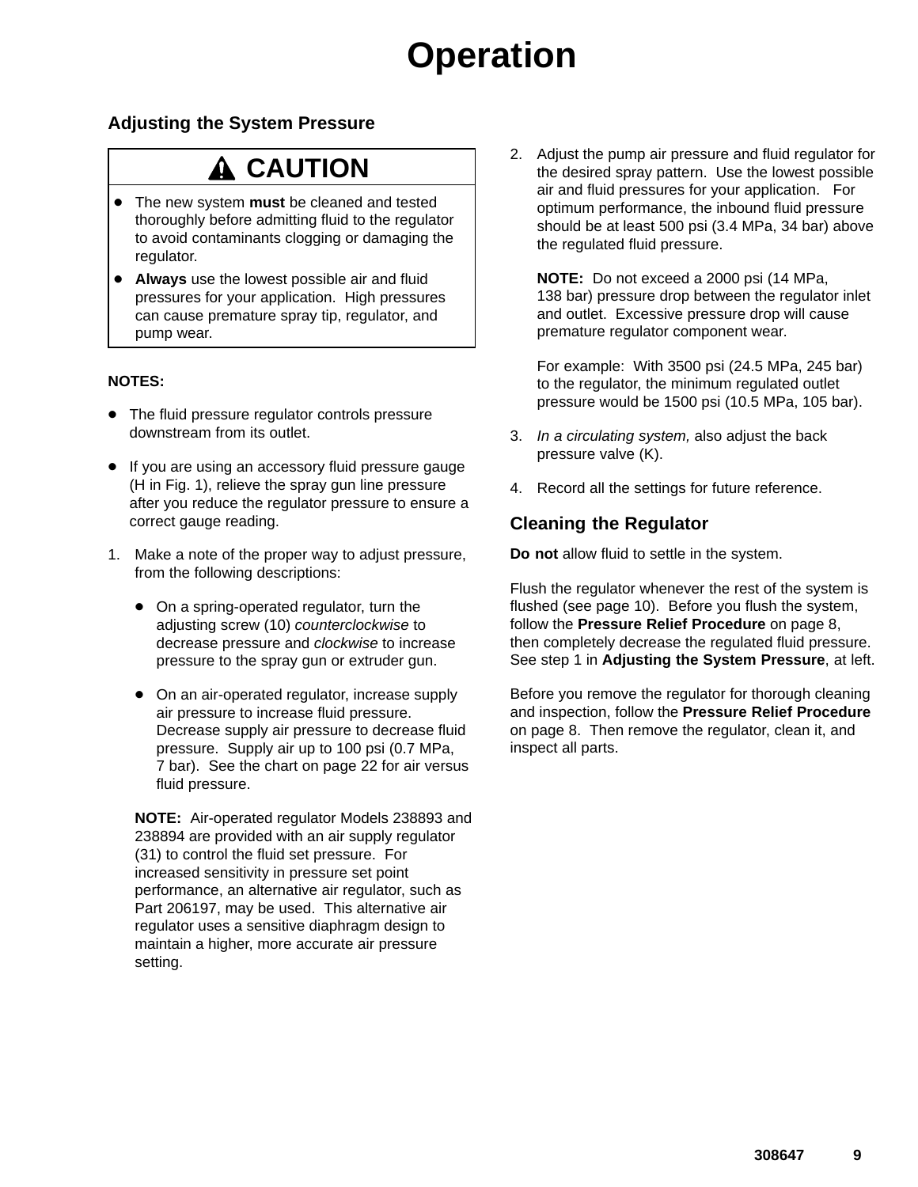# Operation

## Adjusting the System Pressure

> ⚠ **CAUTION**
>
> - The new system **must** be cleaned and tested thoroughly before admitting fluid to the regulator to avoid contaminants clogging or damaging the regulator.
> - **Always** use the lowest possible air and fluid pressures for your application. High pressures can cause premature spray tip, regulator, and pump wear.

**NOTES:**

- The fluid pressure regulator controls pressure downstream from its outlet.
- If you are using an accessory fluid pressure gauge (H in Fig. 1), relieve the spray gun line pressure after you reduce the regulator pressure to ensure a correct gauge reading.

1. Make a note of the proper way to adjust pressure, from the following descriptions:

   - On a spring-operated regulator, turn the adjusting screw (10) *counterclockwise* to decrease pressure and *clockwise* to increase pressure to the spray gun or extruder gun.
   - On an air-operated regulator, increase supply air pressure to increase fluid pressure. Decrease supply air pressure to decrease fluid pressure. Supply air up to 100 psi (0.7 MPa, 7 bar). See the chart on page 22 for air versus fluid pressure.

   **NOTE:** Air-operated regulator Models 238893 and 238894 are provided with an air supply regulator (31) to control the fluid set pressure. For increased sensitivity in pressure set point performance, an alternative air regulator, such as Part 206197, may be used. This alternative air regulator uses a sensitive diaphragm design to maintain a higher, more accurate air pressure setting.

2. Adjust the pump air pressure and fluid regulator for the desired spray pattern. Use the lowest possible air and fluid pressures for your application. For optimum performance, the inbound fluid pressure should be at least 500 psi (3.4 MPa, 34 bar) above the regulated fluid pressure.

   **NOTE:** Do not exceed a 2000 psi (14 MPa, 138 bar) pressure drop between the regulator inlet and outlet. Excessive pressure drop will cause premature regulator component wear.

   For example: With 3500 psi (24.5 MPa, 245 bar) to the regulator, the minimum regulated outlet pressure would be 1500 psi (10.5 MPa, 105 bar).

3. *In a circulating system,* also adjust the back pressure valve (K).

4. Record all the settings for future reference.

## Cleaning the Regulator

**Do not** allow fluid to settle in the system.

Flush the regulator whenever the rest of the system is flushed (see page 10). Before you flush the system, follow the **Pressure Relief Procedure** on page 8, then completely decrease the regulated fluid pressure. See step 1 in **Adjusting the System Pressure**, at left.

Before you remove the regulator for thorough cleaning and inspection, follow the **Pressure Relief Procedure** on page 8. Then remove the regulator, clean it, and inspect all parts.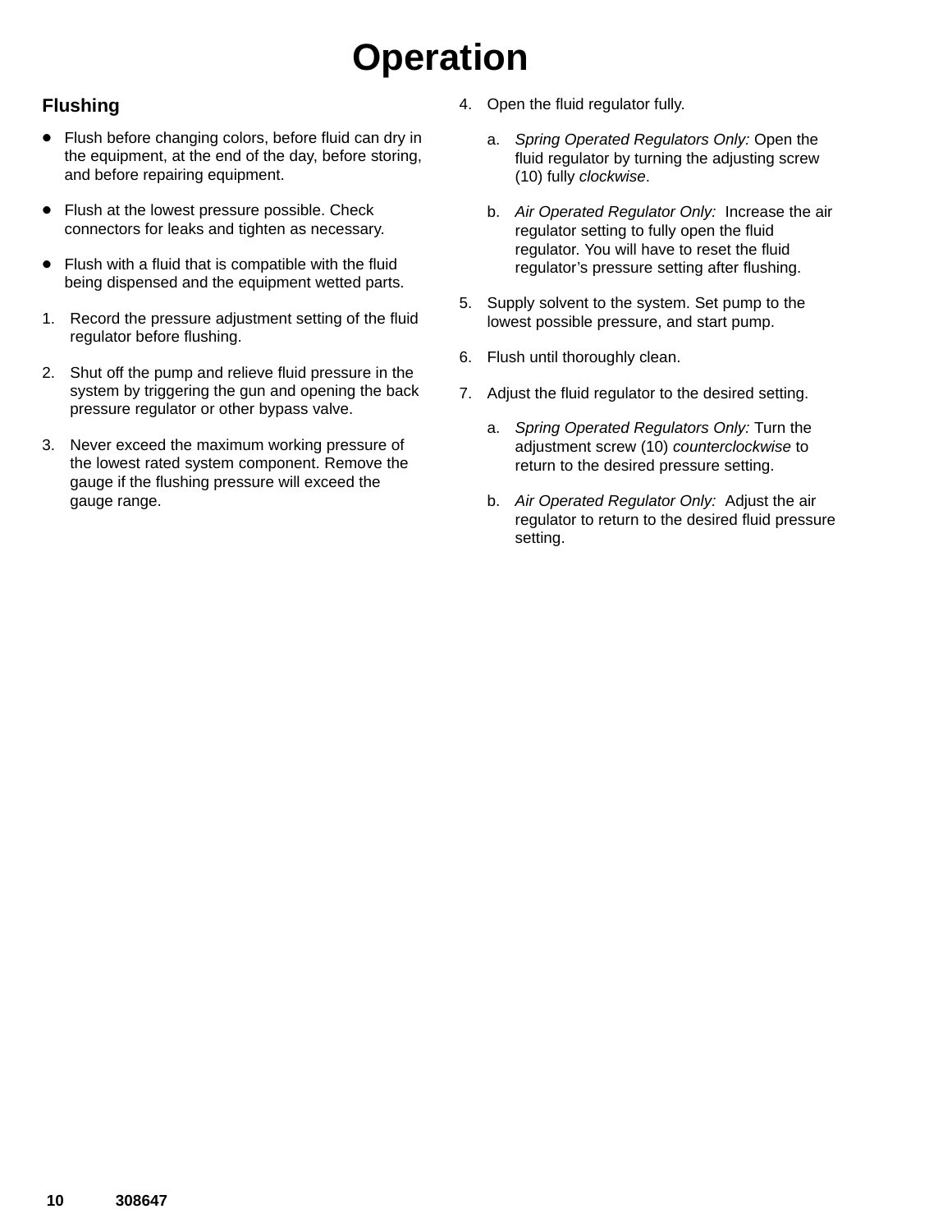# Operation

## Flushing

- Flush before changing colors, before fluid can dry in the equipment, at the end of the day, before storing, and before repairing equipment.
- Flush at the lowest pressure possible. Check connectors for leaks and tighten as necessary.
- Flush with a fluid that is compatible with the fluid being dispensed and the equipment wetted parts.

1. Record the pressure adjustment setting of the fluid regulator before flushing.
2. Shut off the pump and relieve fluid pressure in the system by triggering the gun and opening the back pressure regulator or other bypass valve.
3. Never exceed the maximum working pressure of the lowest rated system component. Remove the gauge if the flushing pressure will exceed the gauge range.
4. Open the fluid regulator fully.
   a. *Spring Operated Regulators Only:* Open the fluid regulator by turning the adjusting screw (10) fully *clockwise*.
   b. *Air Operated Regulator Only:* Increase the air regulator setting to fully open the fluid regulator. You will have to reset the fluid regulator's pressure setting after flushing.
5. Supply solvent to the system. Set pump to the lowest possible pressure, and start pump.
6. Flush until thoroughly clean.
7. Adjust the fluid regulator to the desired setting.
   a. *Spring Operated Regulators Only:* Turn the adjustment screw (10) *counterclockwise* to return to the desired pressure setting.
   b. *Air Operated Regulator Only:* Adjust the air regulator to return to the desired fluid pressure setting.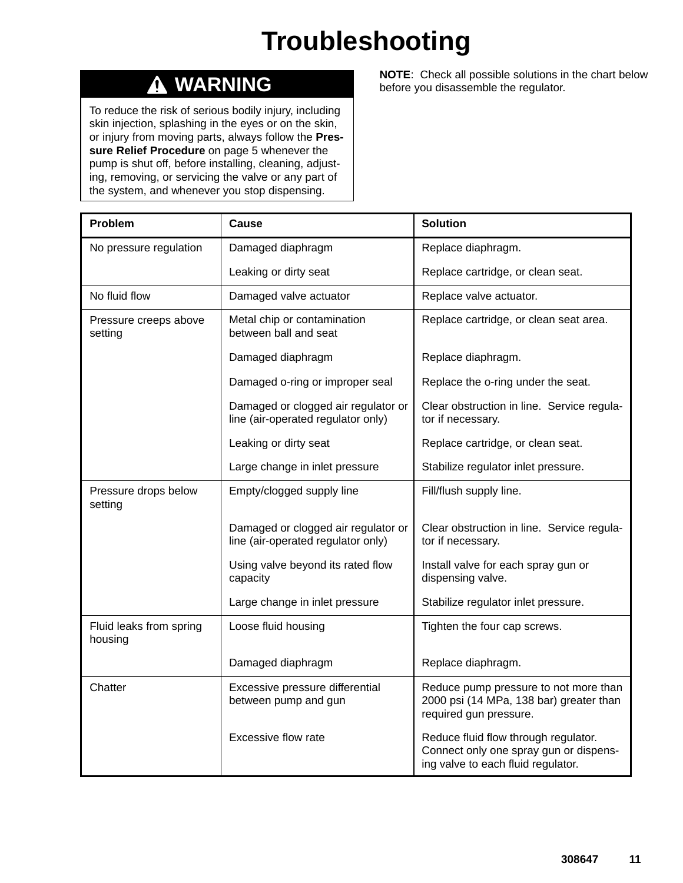# Troubleshooting

**⚠ WARNING**

To reduce the risk of serious bodily injury, including skin injection, splashing in the eyes or on the skin, or injury from moving parts, always follow the **Pressure Relief Procedure** on page 5 whenever the pump is shut off, before installing, cleaning, adjusting, removing, or servicing the valve or any part of the system, and whenever you stop dispensing.

**NOTE**: Check all possible solutions in the chart below before you disassemble the regulator.

| Problem | Cause | Solution |
| --- | --- | --- |
| No pressure regulation | Damaged diaphragm | Replace diaphragm. |
| | Leaking or dirty seat | Replace cartridge, or clean seat. |
| No fluid flow | Damaged valve actuator | Replace valve actuator. |
| Pressure creeps above setting | Metal chip or contamination between ball and seat | Replace cartridge, or clean seat area. |
| | Damaged diaphragm | Replace diaphragm. |
| | Damaged o-ring or improper seal | Replace the o-ring under the seat. |
| | Damaged or clogged air regulator or line (air-operated regulator only) | Clear obstruction in line. Service regulator if necessary. |
| | Leaking or dirty seat | Replace cartridge, or clean seat. |
| | Large change in inlet pressure | Stabilize regulator inlet pressure. |
| Pressure drops below setting | Empty/clogged supply line | Fill/flush supply line. |
| | Damaged or clogged air regulator or line (air-operated regulator only) | Clear obstruction in line. Service regulator if necessary. |
| | Using valve beyond its rated flow capacity | Install valve for each spray gun or dispensing valve. |
| | Large change in inlet pressure | Stabilize regulator inlet pressure. |
| Fluid leaks from spring housing | Loose fluid housing | Tighten the four cap screws. |
| | Damaged diaphragm | Replace diaphragm. |
| Chatter | Excessive pressure differential between pump and gun | Reduce pump pressure to not more than 2000 psi (14 MPa, 138 bar) greater than required gun pressure. |
| | Excessive flow rate | Reduce fluid flow through regulator. Connect only one spray gun or dispensing valve to each fluid regulator. |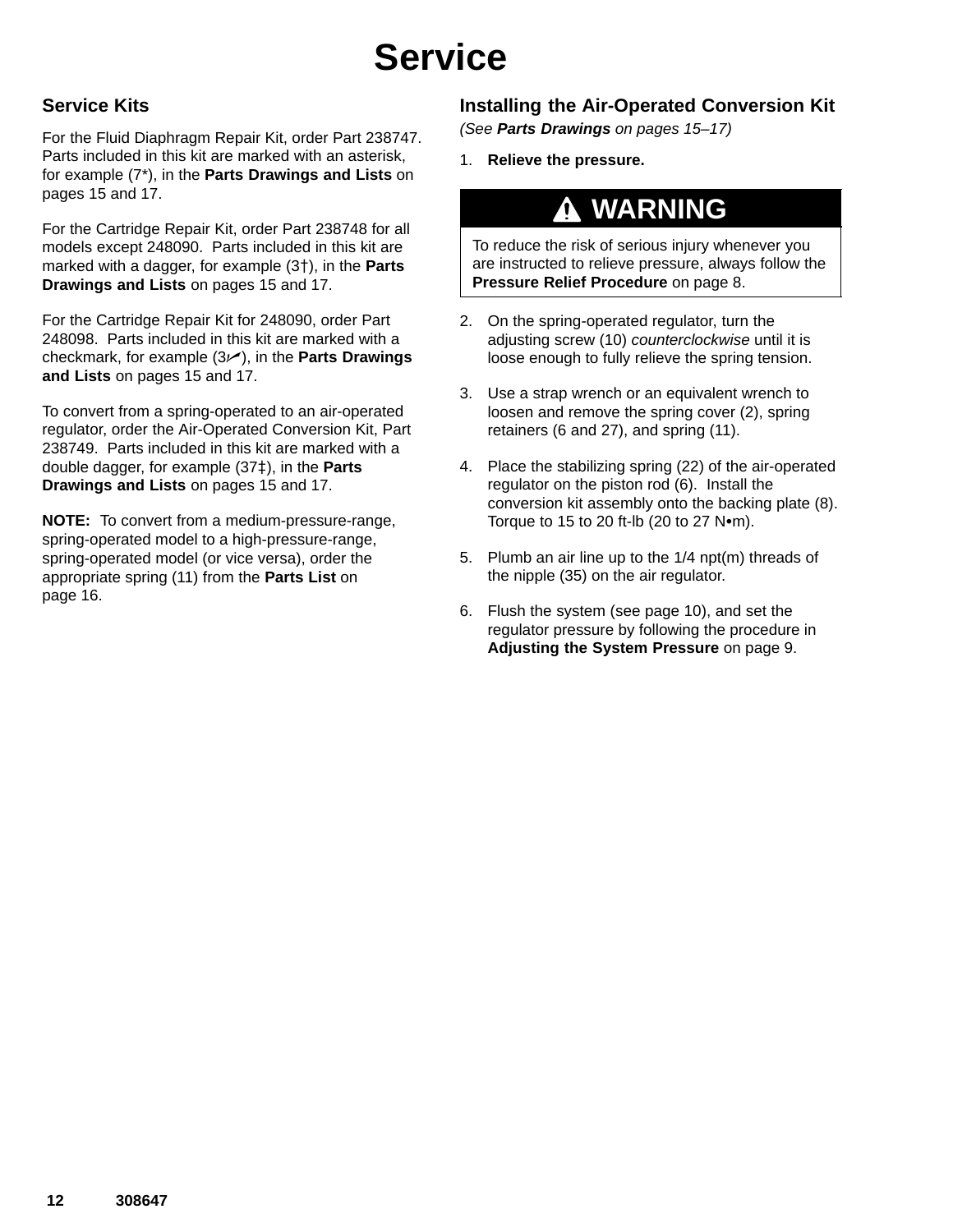# Service

## Service Kits

For the Fluid Diaphragm Repair Kit, order Part 238747. Parts included in this kit are marked with an asterisk, for example (7*), in the **Parts Drawings and Lists** on pages 15 and 17.

For the Cartridge Repair Kit, order Part 238748 for all models except 248090. Parts included in this kit are marked with a dagger, for example (3†), in the **Parts Drawings and Lists** on pages 15 and 17.

For the Cartridge Repair Kit for 248090, order Part 248098. Parts included in this kit are marked with a checkmark, for example (3✓), in the **Parts Drawings and Lists** on pages 15 and 17.

To convert from a spring-operated to an air-operated regulator, order the Air-Operated Conversion Kit, Part 238749. Parts included in this kit are marked with a double dagger, for example (37‡), in the **Parts Drawings and Lists** on pages 15 and 17.

**NOTE:** To convert from a medium-pressure-range, spring-operated model to a high-pressure-range, spring-operated model (or vice versa), order the appropriate spring (11) from the **Parts List** on page 16.

## Installing the Air-Operated Conversion Kit

*(See **Parts Drawings** on pages 15–17)*

1. **Relieve the pressure.**

> **⚠ WARNING**
>
> To reduce the risk of serious injury whenever you are instructed to relieve pressure, always follow the **Pressure Relief Procedure** on page 8.

2. On the spring-operated regulator, turn the adjusting screw (10) *counterclockwise* until it is loose enough to fully relieve the spring tension.
3. Use a strap wrench or an equivalent wrench to loosen and remove the spring cover (2), spring retainers (6 and 27), and spring (11).
4. Place the stabilizing spring (22) of the air-operated regulator on the piston rod (6). Install the conversion kit assembly onto the backing plate (8). Torque to 15 to 20 ft-lb (20 to 27 N•m).
5. Plumb an air line up to the 1/4 npt(m) threads of the nipple (35) on the air regulator.
6. Flush the system (see page 10), and set the regulator pressure by following the procedure in **Adjusting the System Pressure** on page 9.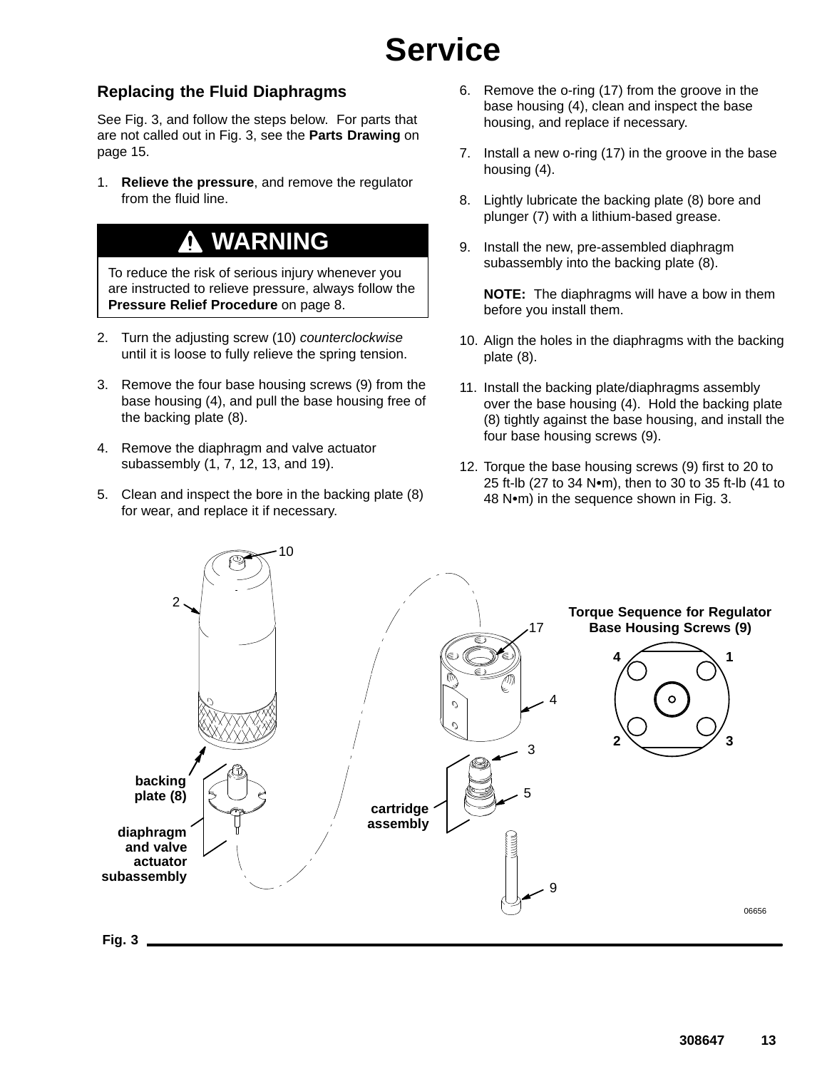# Service

## Replacing the Fluid Diaphragms

See Fig. 3, and follow the steps below. For parts that are not called out in Fig. 3, see the **Parts Drawing** on page 15.

1. **Relieve the pressure**, and remove the regulator from the fluid line.

> **⚠ WARNING**
>
> To reduce the risk of serious injury whenever you are instructed to relieve pressure, always follow the **Pressure Relief Procedure** on page 8.

2. Turn the adjusting screw (10) *counterclockwise* until it is loose to fully relieve the spring tension.
3. Remove the four base housing screws (9) from the base housing (4), and pull the base housing free of the backing plate (8).
4. Remove the diaphragm and valve actuator subassembly (1, 7, 12, 13, and 19).
5. Clean and inspect the bore in the backing plate (8) for wear, and replace it if necessary.
6. Remove the o-ring (17) from the groove in the base housing (4), clean and inspect the base housing, and replace if necessary.
7. Install a new o-ring (17) in the groove in the base housing (4).
8. Lightly lubricate the backing plate (8) bore and plunger (7) with a lithium-based grease.
9. Install the new, pre-assembled diaphragm subassembly into the backing plate (8).

   **NOTE:** The diaphragms will have a bow in them before you install them.
10. Align the holes in the diaphragms with the backing plate (8).
11. Install the backing plate/diaphragms assembly over the base housing (4). Hold the backing plate (8) tightly against the base housing, and install the four base housing screws (9).
12. Torque the base housing screws (9) first to 20 to 25 ft-lb (27 to 34 N•m), then to 30 to 35 ft-lb (41 to 48 N•m) in the sequence shown in Fig. 3.

10

2

17

**Torque Sequence for Regulator Base Housing Screws (9)**

4 1

2 3

4

3

**backing plate (8)**

5

**cartridge assembly**

**diaphragm and valve actuator subassembly**

9

06656

**Fig. 3**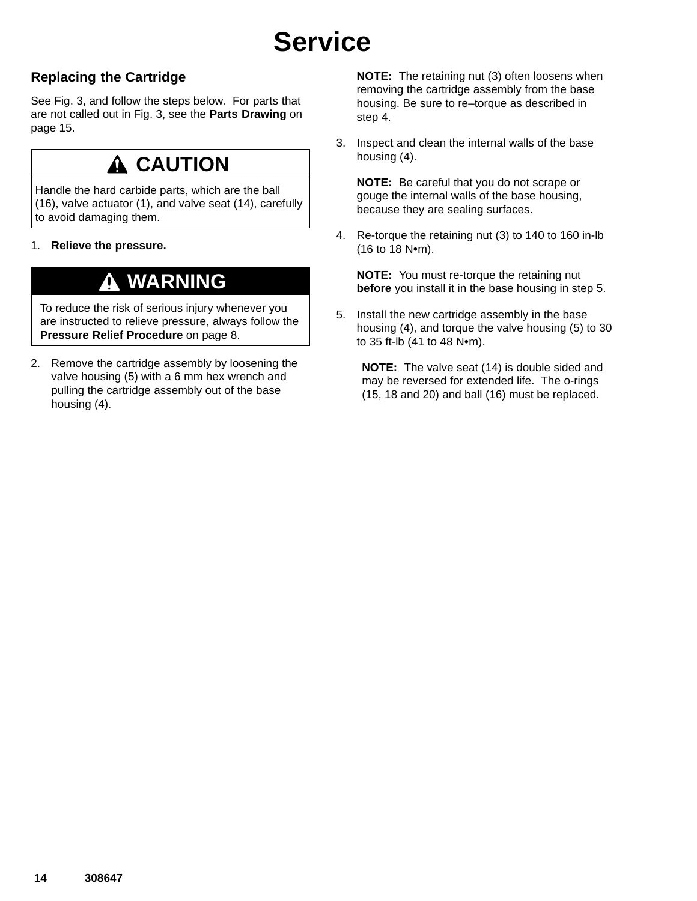# Service

## Replacing the Cartridge

See Fig. 3, and follow the steps below. For parts that are not called out in Fig. 3, see the **Parts Drawing** on page 15.

> **⚠ CAUTION**
>
> Handle the hard carbide parts, which are the ball (16), valve actuator (1), and valve seat (14), carefully to avoid damaging them.

1. **Relieve the pressure.**

> **⚠ WARNING**
>
> To reduce the risk of serious injury whenever you are instructed to relieve pressure, always follow the **Pressure Relief Procedure** on page 8.

2. Remove the cartridge assembly by loosening the valve housing (5) with a 6 mm hex wrench and pulling the cartridge assembly out of the base housing (4).

   **NOTE:** The retaining nut (3) often loosens when removing the cartridge assembly from the base housing. Be sure to re–torque as described in step 4.

3. Inspect and clean the internal walls of the base housing (4).

   **NOTE:** Be careful that you do not scrape or gouge the internal walls of the base housing, because they are sealing surfaces.

4. Re-torque the retaining nut (3) to 140 to 160 in-lb (16 to 18 N•m).

   **NOTE:** You must re-torque the retaining nut **before** you install it in the base housing in step 5.

5. Install the new cartridge assembly in the base housing (4), and torque the valve housing (5) to 30 to 35 ft-lb (41 to 48 N•m).

   **NOTE:** The valve seat (14) is double sided and may be reversed for extended life. The o-rings (15, 18 and 20) and ball (16) must be replaced.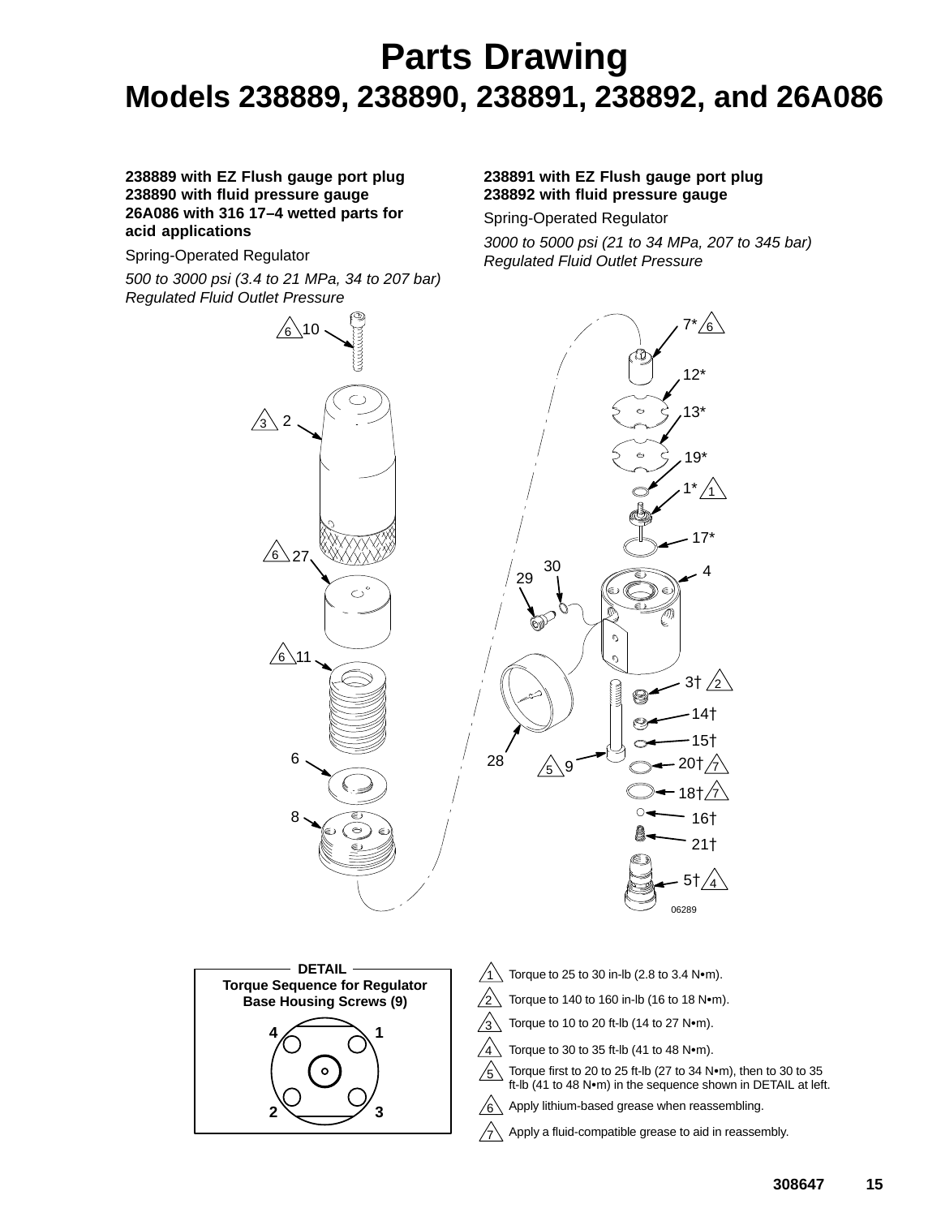# Parts Drawing

## Models 238889, 238890, 238891, 238892, and 26A086

**238889 with EZ Flush gauge port plug**
**238890 with fluid pressure gauge**
**26A086 with 316 17–4 wetted parts for acid applications**

Spring-Operated Regulator

*500 to 3000 psi (3.4 to 21 MPa, 34 to 207 bar) Regulated Fluid Outlet Pressure*

**238891 with EZ Flush gauge port plug**
**238892 with fluid pressure gauge**

Spring-Operated Regulator

*3000 to 5000 psi (21 to 34 MPa, 207 to 345 bar) Regulated Fluid Outlet Pressure*

06289

**DETAIL**
**Torque Sequence for Regulator Base Housing Screws (9)**

1. Torque to 25 to 30 in-lb (2.8 to 3.4 N•m).
2. Torque to 140 to 160 in-lb (16 to 18 N•m).
3. Torque to 10 to 20 ft-lb (14 to 27 N•m).
4. Torque to 30 to 35 ft-lb (41 to 48 N•m).
5. Torque first to 20 to 25 ft-lb (27 to 34 N•m), then to 30 to 35 ft-lb (41 to 48 N•m) in the sequence shown in DETAIL at left.
6. Apply lithium-based grease when reassembling.
7. Apply a fluid-compatible grease to aid in reassembly.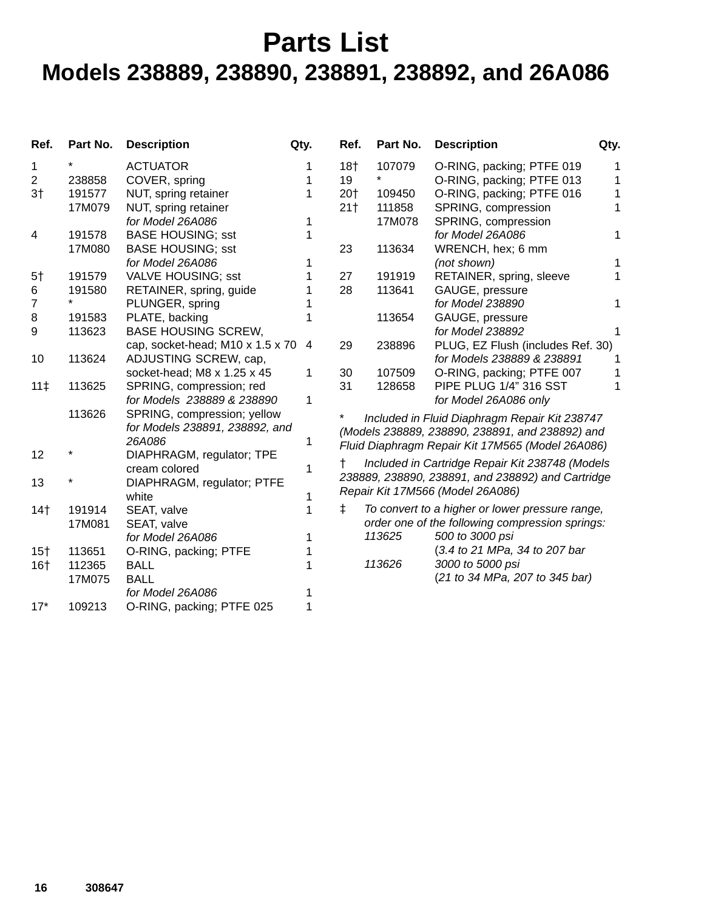# Parts List

## Models 238889, 238890, 238891, 238892, and 26A086

| Ref. | Part No. | Description | Qty. |
|---|---|---|---|
| 1 | * | ACTUATOR | 1 |
| 2 | 238858 | COVER, spring | 1 |
| 3† | 191577 | NUT, spring retainer | 1 |
| | 17M079 | NUT, spring retainer *for Model 26A086* | 1 |
| 4 | 191578 | BASE HOUSING; sst | 1 |
| | 17M080 | BASE HOUSING; sst *for Model 26A086* | 1 |
| 5† | 191579 | VALVE HOUSING; sst | 1 |
| 6 | 191580 | RETAINER, spring, guide | 1 |
| 7 | * | PLUNGER, spring | 1 |
| 8 | 191583 | PLATE, backing | 1 |
| 9 | 113623 | BASE HOUSING SCREW, cap, socket-head; M10 x 1.5 x 70 | 4 |
| 10 | 113624 | ADJUSTING SCREW, cap, socket-head; M8 x 1.25 x 45 | 1 |
| 11‡ | 113625 | SPRING, compression; red *for Models 238889 & 238890* | 1 |
| | 113626 | SPRING, compression; yellow *for Models 238891, 238892, and 26A086* | 1 |
| 12 | * | DIAPHRAGM, regulator; TPE cream colored | 1 |
| 13 | * | DIAPHRAGM, regulator; PTFE white | 1 |
| 14† | 191914 | SEAT, valve | 1 |
| | 17M081 | SEAT, valve *for Model 26A086* | 1 |
| 15† | 113651 | O-RING, packing; PTFE | 1 |
| 16† | 112365 | BALL | 1 |
| | 17M075 | BALL *for Model 26A086* | 1 |
| 17* | 109213 | O-RING, packing; PTFE 025 | 1 |
| 18† | 107079 | O-RING, packing; PTFE 019 | 1 |
| 19 | * | O-RING, packing; PTFE 013 | 1 |
| 20† | 109450 | O-RING, packing; PTFE 016 | 1 |
| 21† | 111858 | SPRING, compression | 1 |
| | 17M078 | SPRING, compression *for Model 26A086* | 1 |
| 23 | 113634 | WRENCH, hex; 6 mm *(not shown)* | 1 |
| 27 | 191919 | RETAINER, spring, sleeve | 1 |
| 28 | 113641 | GAUGE, pressure *for Model 238890* | 1 |
| | 113654 | GAUGE, pressure *for Model 238892* | 1 |
| 29 | 238896 | PLUG, EZ Flush (includes Ref. 30) *for Models 238889 & 238891* | 1 |
| 30 | 107509 | O-RING, packing; PTFE 007 | 1 |
| 31 | 128658 | PIPE PLUG 1/4" 316 SST *for Model 26A086 only* | 1 |

\* *Included in Fluid Diaphragm Repair Kit 238747 (Models 238889, 238890, 238891, and 238892) and Fluid Diaphragm Repair Kit 17M565 (Model 26A086)*

† *Included in Cartridge Repair Kit 238748 (Models 238889, 238890, 238891, and 238892) and Cartridge Repair Kit 17M566 (Model 26A086)*

‡ *To convert to a higher or lower pressure range, order one of the following compression springs:*

*113625 — 500 to 3000 psi (3.4 to 21 MPa, 34 to 207 bar*

*113626 — 3000 to 5000 psi (21 to 34 MPa, 207 to 345 bar)*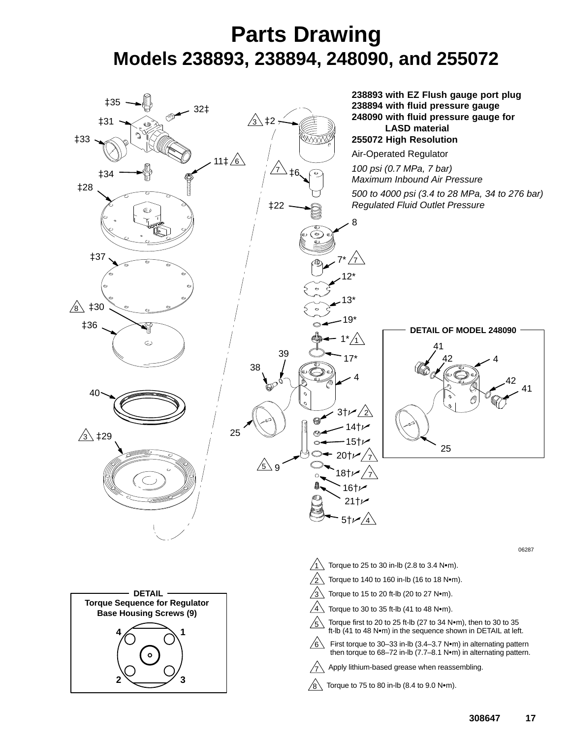# Parts Drawing

## Models 238893, 238894, 248090, and 255072

**238893 with EZ Flush gauge port plug**
**238894 with fluid pressure gauge**
**248090 with fluid pressure gauge for LASD material**
**255072 High Resolution**

Air-Operated Regulator

*100 psi (0.7 MPa, 7 bar)*
*Maximum Inbound Air Pressure*

*500 to 4000 psi (3.4 to 28 MPa, 34 to 276 bar)*
*Regulated Fluid Outlet Pressure*

‡35, 32‡, ‡31, ‡33, 11‡ 6, ‡34, ‡28, ‡37, 8 ‡30, ‡36, 40, 3 ‡29, 3 ‡2, 7 ‡6, ‡22, 8, 7* 7, 12*, 13*, 19*, 1* 1, 39, 38, 17*, 4, 25, 3†✓ 2, 14†✓, 15†✓, 20†✓ 7, 5 9, 18†✓ 7, 16†✓, 21†✓, 5†✓ 4

**DETAIL OF MODEL 248090**

41, 42, 4, 42, 41, 25

06287

**DETAIL**
**Torque Sequence for Regulator Base Housing Screws (9)**

4, 1, 2, 3

1. Torque to 25 to 30 in-lb (2.8 to 3.4 N•m).
2. Torque to 140 to 160 in-lb (16 to 18 N•m).
3. Torque to 15 to 20 ft-lb (20 to 27 N•m).
4. Torque to 30 to 35 ft-lb (41 to 48 N•m).
5. Torque first to 20 to 25 ft-lb (27 to 34 N•m), then to 30 to 35 ft-lb (41 to 48 N•m) in the sequence shown in DETAIL at left.
6. First torque to 30–33 in-lb (3.4–3.7 N•m) in alternating pattern then torque to 68–72 in-lb (7.7–8.1 N•m) in alternating pattern.
7. Apply lithium-based grease when reassembling.
8. Torque to 75 to 80 in-lb (8.4 to 9.0 N•m).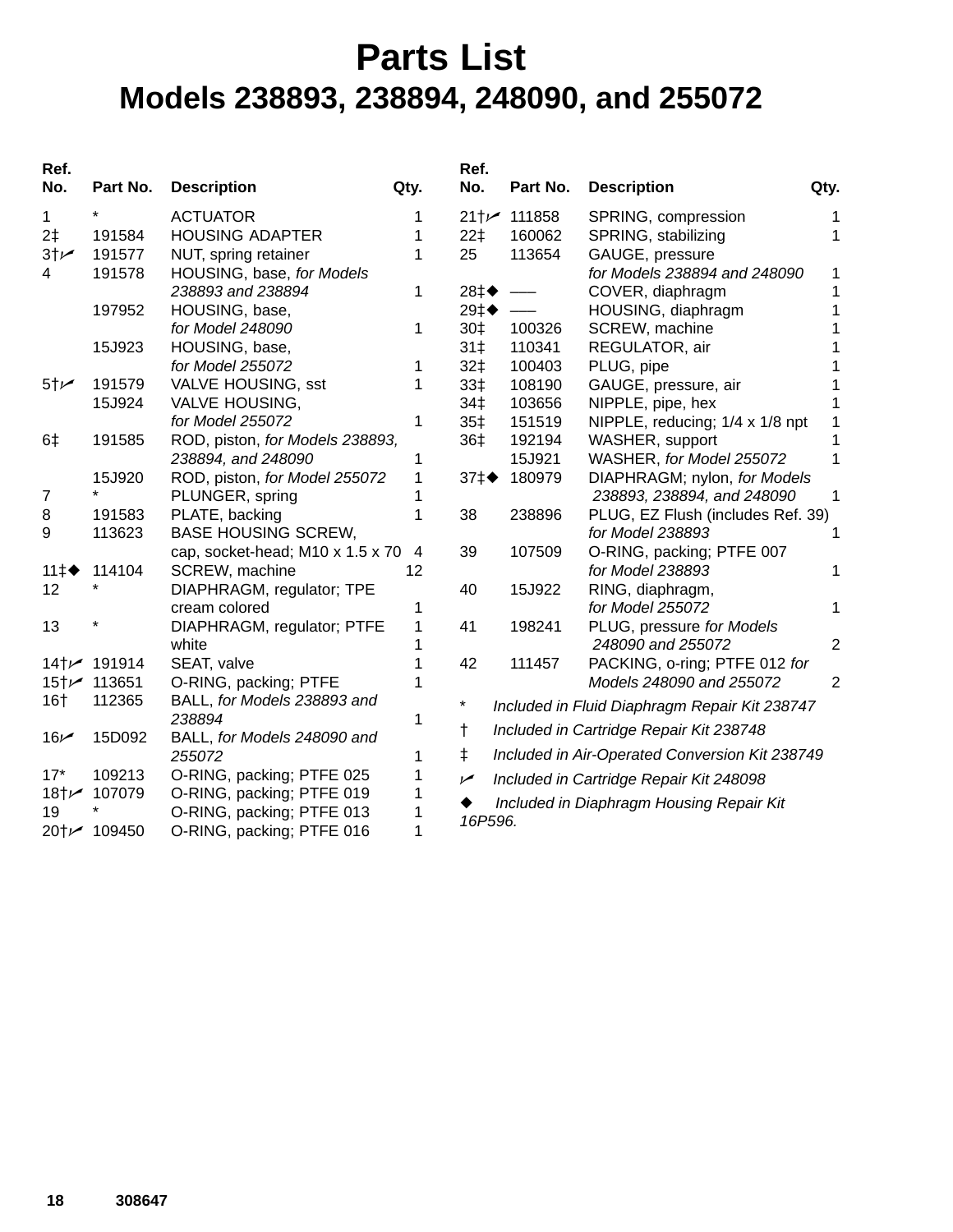# Parts List

## Models 238893, 238894, 248090, and 255072

| Ref. No. | Part No. | Description | Qty. |
|---|---|---|---|
| 1 | * | ACTUATOR | 1 |
| 2‡ | 191584 | HOUSING ADAPTER | 1 |
| 3†✓ | 191577 | NUT, spring retainer | 1 |
| 4 | 191578 | HOUSING, base, *for Models 238893 and 238894* | 1 |
| | 197952 | HOUSING, base, *for Model 248090* | 1 |
| | 15J923 | HOUSING, base, *for Model 255072* | 1 |
| 5†✓ | 191579 | VALVE HOUSING, sst | 1 |
| | 15J924 | VALVE HOUSING, *for Model 255072* | 1 |
| 6‡ | 191585 | ROD, piston, *for Models 238893, 238894, and 248090* | 1 |
| | 15J920 | ROD, piston, *for Model 255072* | 1 |
| 7 | * | PLUNGER, spring | 1 |
| 8 | 191583 | PLATE, backing | 1 |
| 9 | 113623 | BASE HOUSING SCREW, cap, socket-head; M10 x 1.5 x 70 | 4 |
| 11‡◆ | 114104 | SCREW, machine | 12 |
| 12 | * | DIAPHRAGM, regulator; TPE cream colored | 1 |
| 13 | * | DIAPHRAGM, regulator; PTFE white | 1 |
| 14†✓ | 191914 | SEAT, valve | 1 |
| 15†✓ | 113651 | O-RING, packing; PTFE | 1 |
| 16† | 112365 | BALL, *for Models 238893 and 238894* | 1 |
| 16✓ | 15D092 | BALL, *for Models 248090 and 255072* | 1 |
| 17* | 109213 | O-RING, packing; PTFE 025 | 1 |
| 18†✓ | 107079 | O-RING, packing; PTFE 019 | 1 |
| 19 | * | O-RING, packing; PTFE 013 | 1 |
| 20†✓ | 109450 | O-RING, packing; PTFE 016 | 1 |
| 21†✓ | 111858 | SPRING, compression | 1 |
| 22‡ | 160062 | SPRING, stabilizing | 1 |
| 25 | 113654 | GAUGE, pressure *for Models 238894 and 248090* | 1 |
| 28‡◆ | ––– | COVER, diaphragm | 1 |
| 29‡◆ | ––– | HOUSING, diaphragm | 1 |
| 30‡ | 100326 | SCREW, machine | 1 |
| 31‡ | 110341 | REGULATOR, air | 1 |
| 32‡ | 100403 | PLUG, pipe | 1 |
| 33‡ | 108190 | GAUGE, pressure, air | 1 |
| 34‡ | 103656 | NIPPLE, pipe, hex | 1 |
| 35‡ | 151519 | NIPPLE, reducing; 1/4 x 1/8 npt | 1 |
| 36‡ | 192194 | WASHER, support | 1 |
| | 15J921 | WASHER, *for Model 255072* | 1 |
| 37‡◆ | 180979 | DIAPHRAGM; nylon, *for Models 238893, 238894, and 248090* | 1 |
| 38 | 238896 | PLUG, EZ Flush (includes Ref. 39) *for Model 238893* | 1 |
| 39 | 107509 | O-RING, packing; PTFE 007 *for Model 238893* | 1 |
| 40 | 15J922 | RING, diaphragm, *for Model 255072* | 1 |
| 41 | 198241 | PLUG, pressure *for Models 248090 and 255072* | 2 |
| 42 | 111457 | PACKING, o-ring; PTFE 012 *for Models 248090 and 255072* | 2 |

\* *Included in Fluid Diaphragm Repair Kit 238747*

† *Included in Cartridge Repair Kit 238748*

‡ *Included in Air-Operated Conversion Kit 238749*

✓ *Included in Cartridge Repair Kit 248098*

◆ *Included in Diaphragm Housing Repair Kit 16P596.*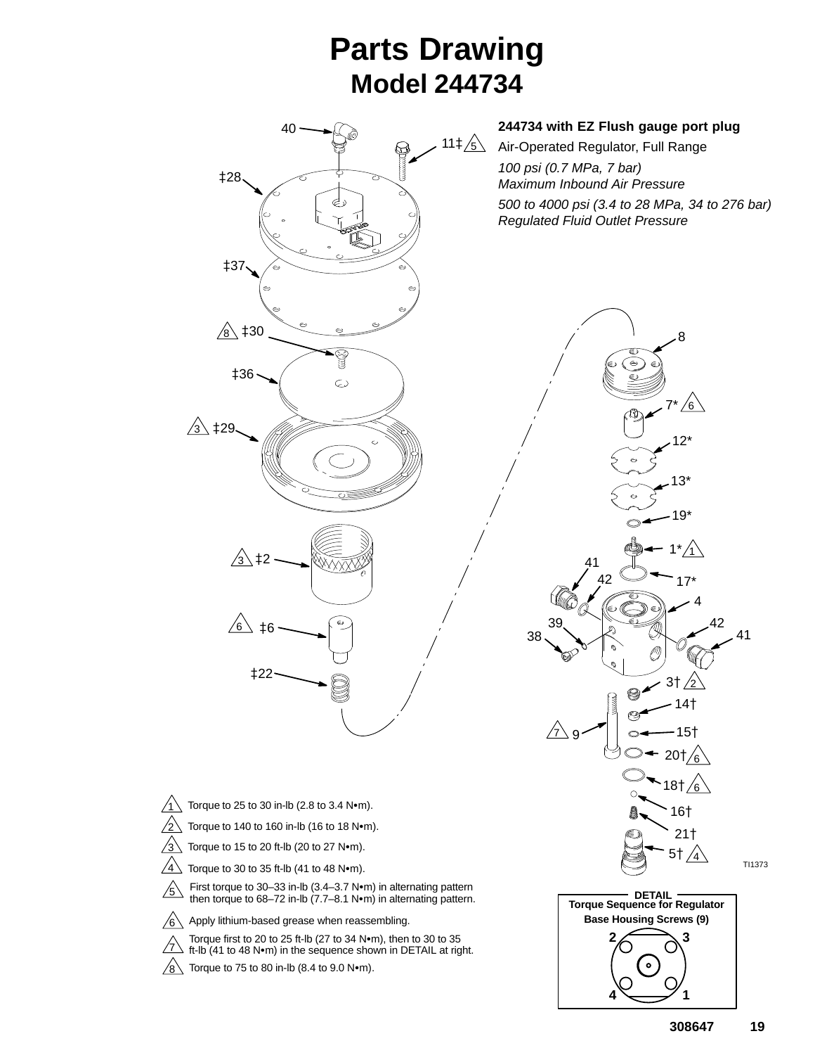# Parts Drawing

## Model 244734

**244734 with EZ Flush gauge port plug**

Air-Operated Regulator, Full Range

*100 psi (0.7 MPa, 7 bar)*
*Maximum Inbound Air Pressure*

*500 to 4000 psi (3.4 to 28 MPa, 34 to 276 bar)*
*Regulated Fluid Outlet Pressure*

40, 11‡ 5, ‡28, ‡37, 8 ‡30, ‡36, 3 ‡29, 3 ‡2, 6 ‡6, ‡22, 8, 7* 6, 12*, 13*, 19*, 1* 1, 41, 42, 17*, 4, 39, 38, 42, 41, 3† 2, 14†, 7 9, 15†, 20† 6, 18† 6, 16†, 21†, 5† 4

TI1373

1. Torque to 25 to 30 in-lb (2.8 to 3.4 N•m).
2. Torque to 140 to 160 in-lb (16 to 18 N•m).
3. Torque to 15 to 20 ft-lb (20 to 27 N•m).
4. Torque to 30 to 35 ft-lb (41 to 48 N•m).
5. First torque to 30–33 in-lb (3.4–3.7 N•m) in alternating pattern then torque to 68–72 in-lb (7.7–8.1 N•m) in alternating pattern.
6. Apply lithium-based grease when reassembling.
7. Torque first to 20 to 25 ft-lb (27 to 34 N•m), then to 30 to 35 ft-lb (41 to 48 N•m) in the sequence shown in DETAIL at right.
8. Torque to 75 to 80 in-lb (8.4 to 9.0 N•m).

**DETAIL**

**Torque Sequence for Regulator Base Housing Screws (9)**

2 3
4 1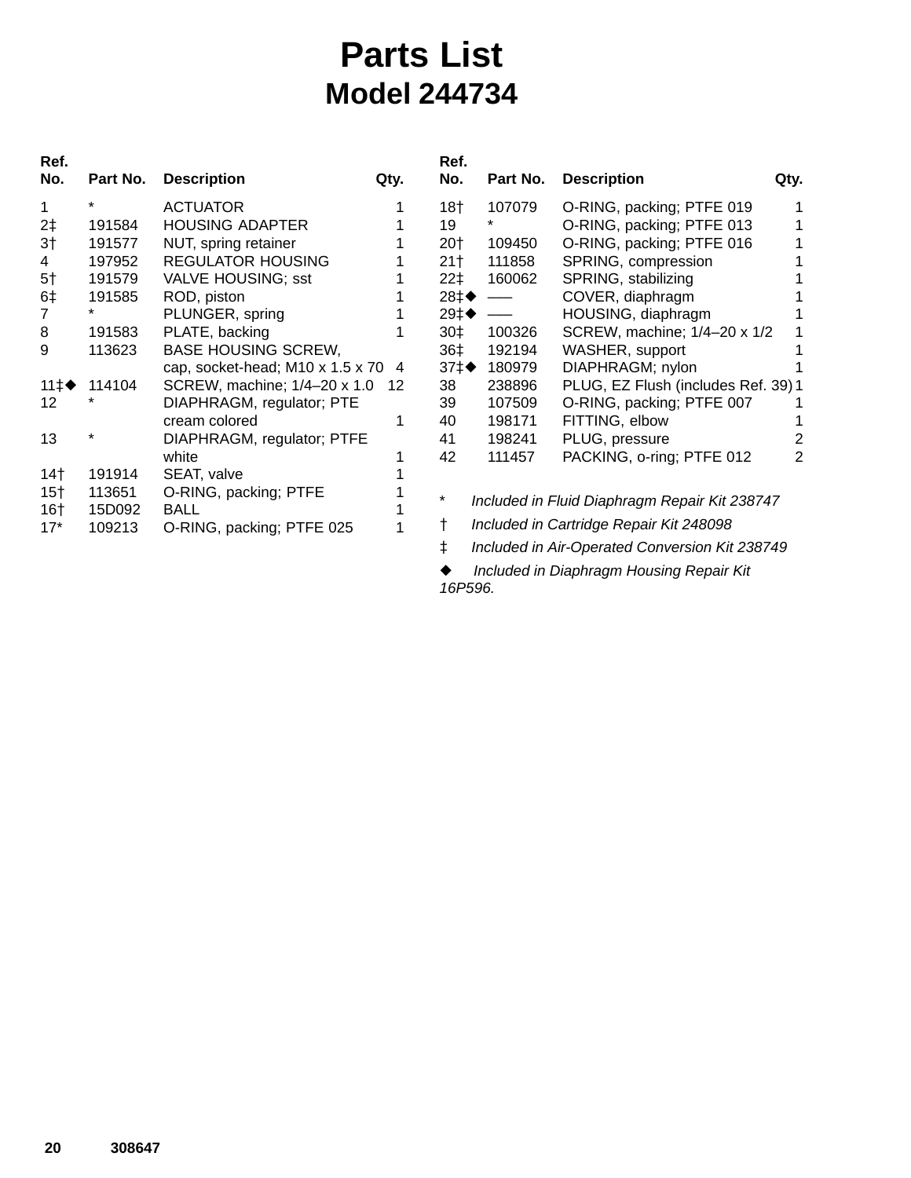# Parts List

## Model 244734

| Ref. No. | Part No. | Description | Qty. |
|---|---|---|---|
| 1 | * | ACTUATOR | 1 |
| 2‡ | 191584 | HOUSING ADAPTER | 1 |
| 3† | 191577 | NUT, spring retainer | 1 |
| 4 | 197952 | REGULATOR HOUSING | 1 |
| 5† | 191579 | VALVE HOUSING; sst | 1 |
| 6‡ | 191585 | ROD, piston | 1 |
| 7 | * | PLUNGER, spring | 1 |
| 8 | 191583 | PLATE, backing | 1 |
| 9 | 113623 | BASE HOUSING SCREW, cap, socket-head; M10 x 1.5 x 70 | 4 |
| 11‡◆ | 114104 | SCREW, machine; 1/4–20 x 1.0 | 12 |
| 12 | * | DIAPHRAGM, regulator; PTE cream colored | 1 |
| 13 | * | DIAPHRAGM, regulator; PTFE white | 1 |
| 14† | 191914 | SEAT, valve | 1 |
| 15† | 113651 | O-RING, packing; PTFE | 1 |
| 16† | 15D092 | BALL | 1 |
| 17* | 109213 | O-RING, packing; PTFE 025 | 1 |
| 18† | 107079 | O-RING, packing; PTFE 019 | 1 |
| 19 | * | O-RING, packing; PTFE 013 | 1 |
| 20† | 109450 | O-RING, packing; PTFE 016 | 1 |
| 21† | 111858 | SPRING, compression | 1 |
| 22‡ | 160062 | SPRING, stabilizing | 1 |
| 28‡◆ | ––– | COVER, diaphragm | 1 |
| 29‡◆ | ––– | HOUSING, diaphragm | 1 |
| 30‡ | 100326 | SCREW, machine; 1/4–20 x 1/2 | 1 |
| 36‡ | 192194 | WASHER, support | 1 |
| 37‡◆ | 180979 | DIAPHRAGM; nylon | 1 |
| 38 | 238896 | PLUG, EZ Flush (includes Ref. 39) | 1 |
| 39 | 107509 | O-RING, packing; PTFE 007 | 1 |
| 40 | 198171 | FITTING, elbow | 1 |
| 41 | 198241 | PLUG, pressure | 2 |
| 42 | 111457 | PACKING, o-ring; PTFE 012 | 2 |

\* *Included in Fluid Diaphragm Repair Kit 238747*

† *Included in Cartridge Repair Kit 248098*

‡ *Included in Air-Operated Conversion Kit 238749*

◆ *Included in Diaphragm Housing Repair Kit 16P596.*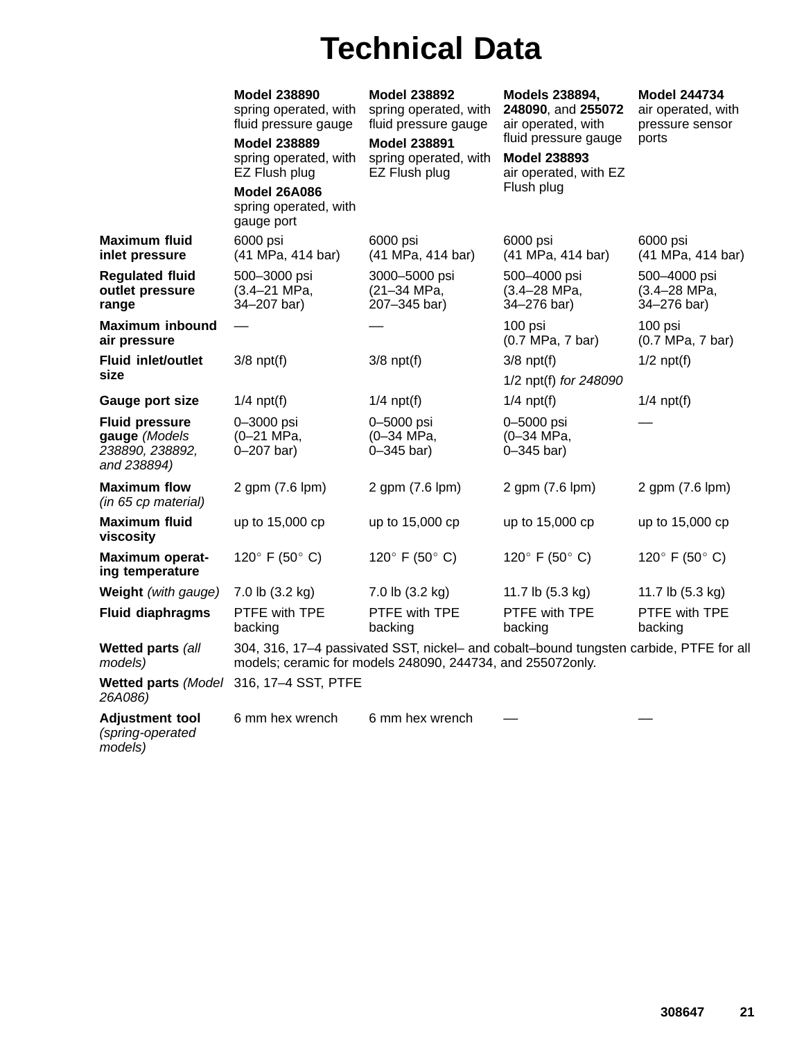# Technical Data

| | **Model 238890** spring operated, with fluid pressure gauge<br>**Model 238889** spring operated, with EZ Flush plug<br>**Model 26A086** spring operated, with gauge port | **Model 238892** spring operated, with fluid pressure gauge<br>**Model 238891** spring operated, with EZ Flush plug | **Models 238894, 248090**, and **255072** air operated, with fluid pressure gauge<br>**Model 238893** air operated, with EZ Flush plug | **Model 244734** air operated, with pressure sensor ports |
|---|---|---|---|---|
| **Maximum fluid inlet pressure** | 6000 psi (41 MPa, 414 bar) | 6000 psi (41 MPa, 414 bar) | 6000 psi (41 MPa, 414 bar) | 6000 psi (41 MPa, 414 bar) |
| **Regulated fluid outlet pressure range** | 500–3000 psi (3.4–21 MPa, 34–207 bar) | 3000–5000 psi (21–34 MPa, 207–345 bar) | 500–4000 psi (3.4–28 MPa, 34–276 bar) | 500–4000 psi (3.4–28 MPa, 34–276 bar) |
| **Maximum inbound air pressure** | — | — | 100 psi (0.7 MPa, 7 bar) | 100 psi (0.7 MPa, 7 bar) |
| **Fluid inlet/outlet size** | 3/8 npt(f) | 3/8 npt(f) | 3/8 npt(f)<br>1/2 npt(f) *for 248090* | 1/2 npt(f) |
| **Gauge port size** | 1/4 npt(f) | 1/4 npt(f) | 1/4 npt(f) | 1/4 npt(f) |
| **Fluid pressure gauge** *(Models 238890, 238892, and 238894)* | 0–3000 psi (0–21 MPa, 0–207 bar) | 0–5000 psi (0–34 MPa, 0–345 bar) | 0–5000 psi (0–34 MPa, 0–345 bar) | — |
| **Maximum flow** *(in 65 cp material)* | 2 gpm (7.6 lpm) | 2 gpm (7.6 lpm) | 2 gpm (7.6 lpm) | 2 gpm (7.6 lpm) |
| **Maximum fluid viscosity** | up to 15,000 cp | up to 15,000 cp | up to 15,000 cp | up to 15,000 cp |
| **Maximum operating temperature** | 120° F (50° C) | 120° F (50° C) | 120° F (50° C) | 120° F (50° C) |
| **Weight** *(with gauge)* | 7.0 lb (3.2 kg) | 7.0 lb (3.2 kg) | 11.7 lb (5.3 kg) | 11.7 lb (5.3 kg) |
| **Fluid diaphragms** | PTFE with TPE backing | PTFE with TPE backing | PTFE with TPE backing | PTFE with TPE backing |
| **Wetted parts** *(all models)* | 304, 316, 17–4 passivated SST, nickel– and cobalt–bound tungsten carbide, PTFE for all models; ceramic for models 248090, 244734, and 255072only. | | | |
| **Wetted parts** *(Model 26A086)* | 316, 17–4 SST, PTFE | | | |
| **Adjustment tool** *(spring-operated models)* | 6 mm hex wrench | 6 mm hex wrench | — | — |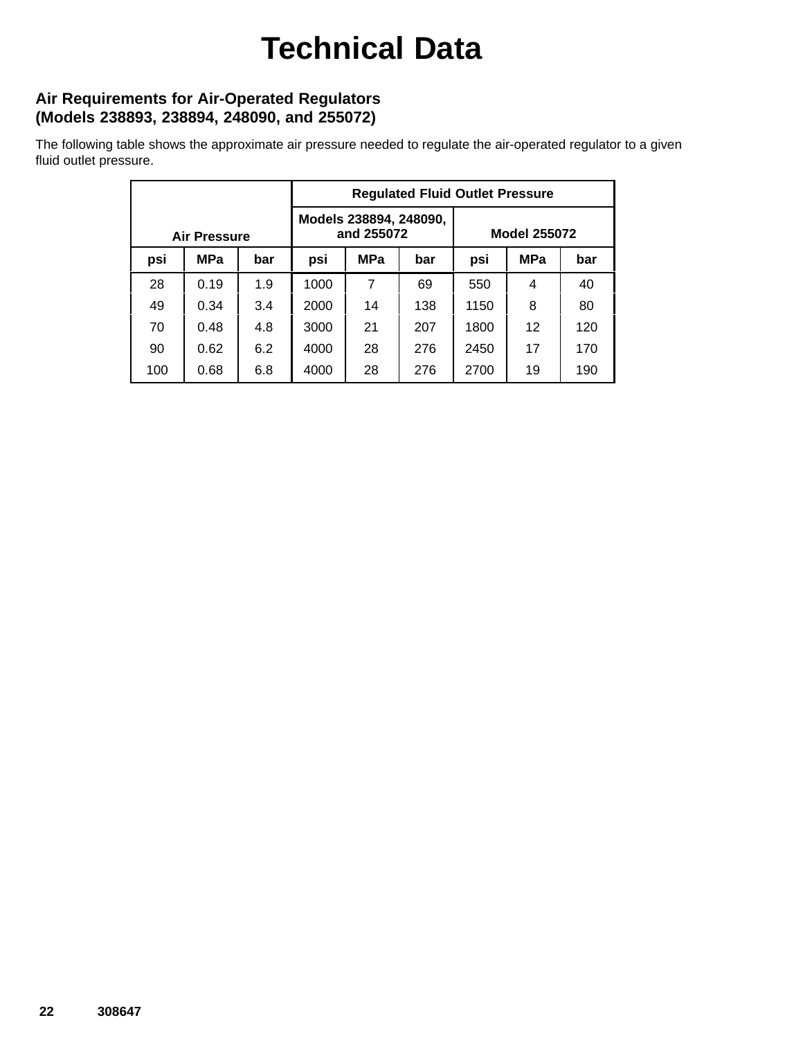# Technical Data

### Air Requirements for Air-Operated Regulators (Models 238893, 238894, 248090, and 255072)

The following table shows the approximate air pressure needed to regulate the air-operated regulator to a given fluid outlet pressure.

| Air Pressure | | | Regulated Fluid Outlet Pressure | | | | | |
|---|---|---|---|---|---|---|---|---|
| | | | Models 238894, 248090, and 255072 | | | Model 255072 | | |
| psi | MPa | bar | psi | MPa | bar | psi | MPa | bar |
| 28 | 0.19 | 1.9 | 1000 | 7 | 69 | 550 | 4 | 40 |
| 49 | 0.34 | 3.4 | 2000 | 14 | 138 | 1150 | 8 | 80 |
| 70 | 0.48 | 4.8 | 3000 | 21 | 207 | 1800 | 12 | 120 |
| 90 | 0.62 | 6.2 | 4000 | 28 | 276 | 2450 | 17 | 170 |
| 100 | 0.68 | 6.8 | 4000 | 28 | 276 | 2700 | 19 | 190 |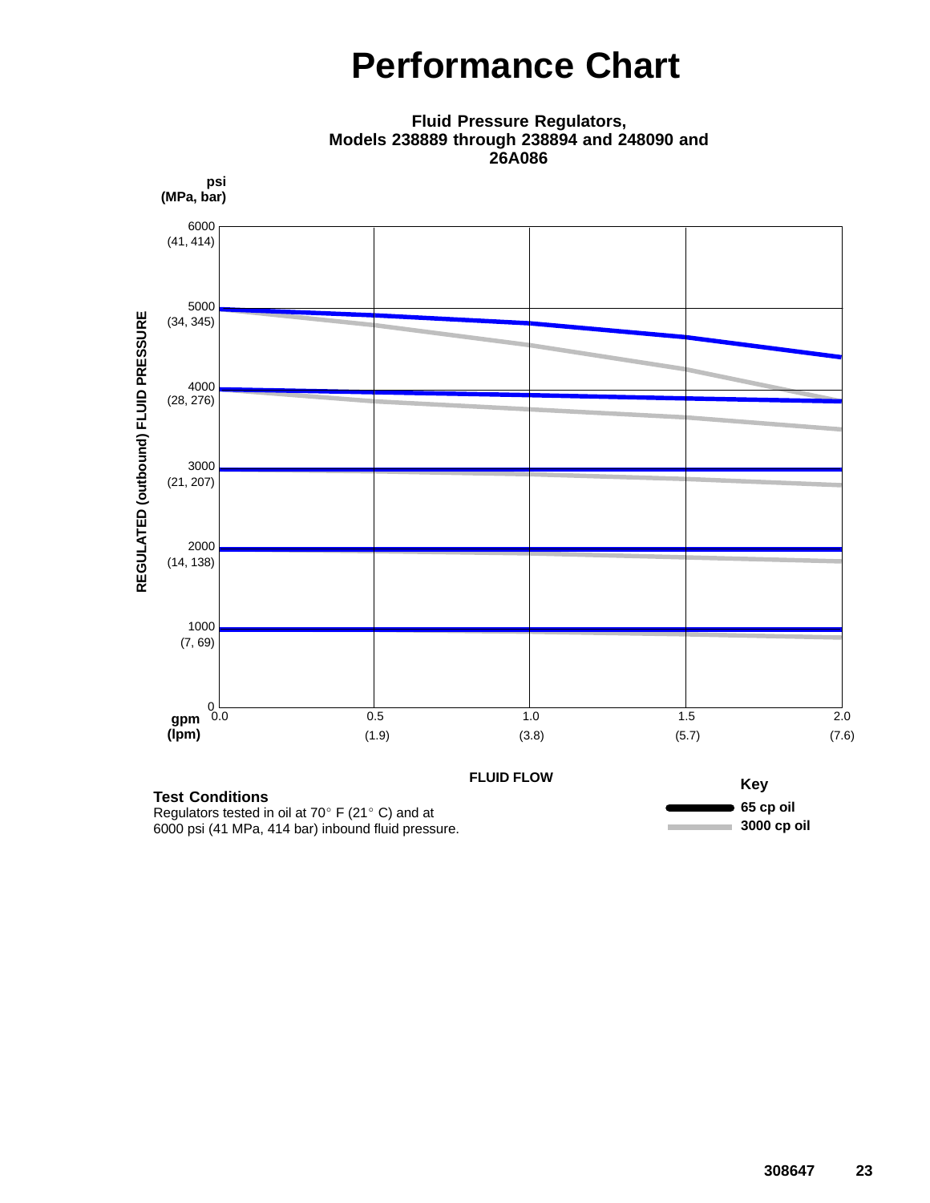# Performance Chart

**Fluid Pressure Regulators, Models 238889 through 238894 and 248090 and 26A086**

psi
(MPa, bar)

6000
(41, 414)

5000
(34, 345)

4000
(28, 276)

3000
(21, 207)

2000
(14, 138)

1000
(7, 69)

0

REGULATED (outbound) FLUID PRESSURE

gpm 0.0 0.5 1.0 1.5 2.0
(lpm) (1.9) (3.8) (5.7) (7.6)

FLUID FLOW

**Test Conditions**
Regulators tested in oil at 70° F (21° C) and at 6000 psi (41 MPa, 414 bar) inbound fluid pressure.

**Key**
**65 cp oil**
**3000 cp oil**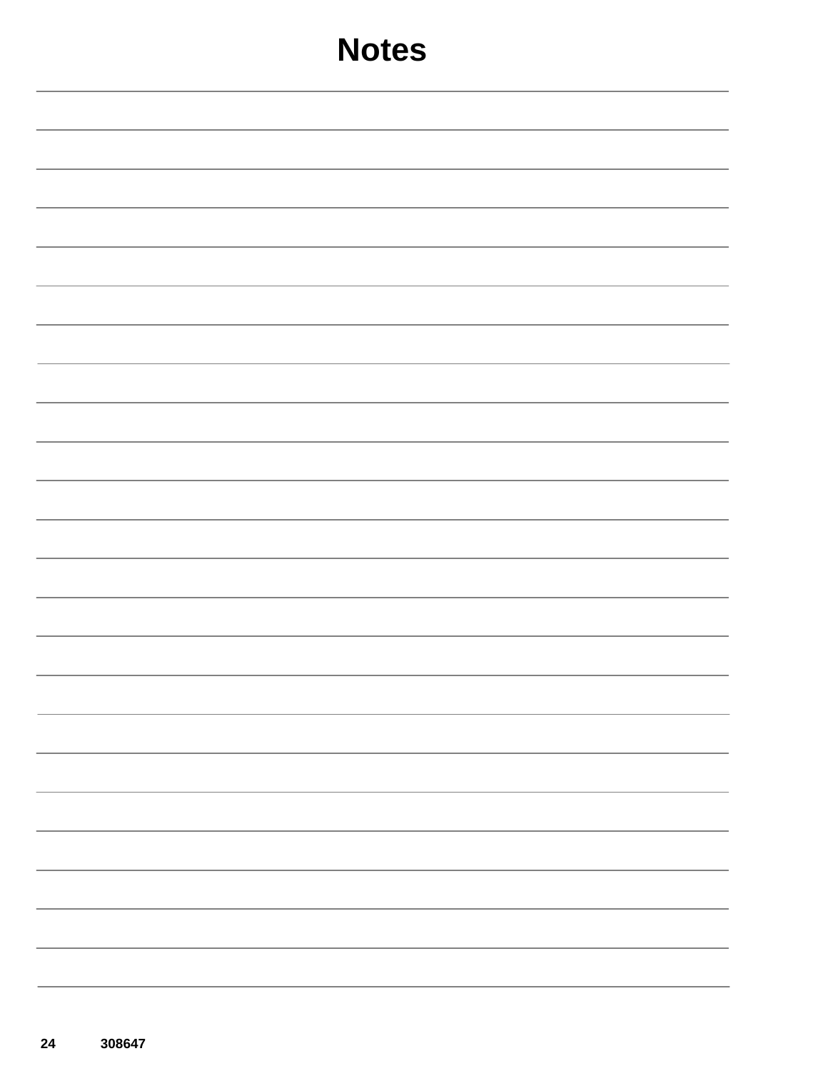# Notes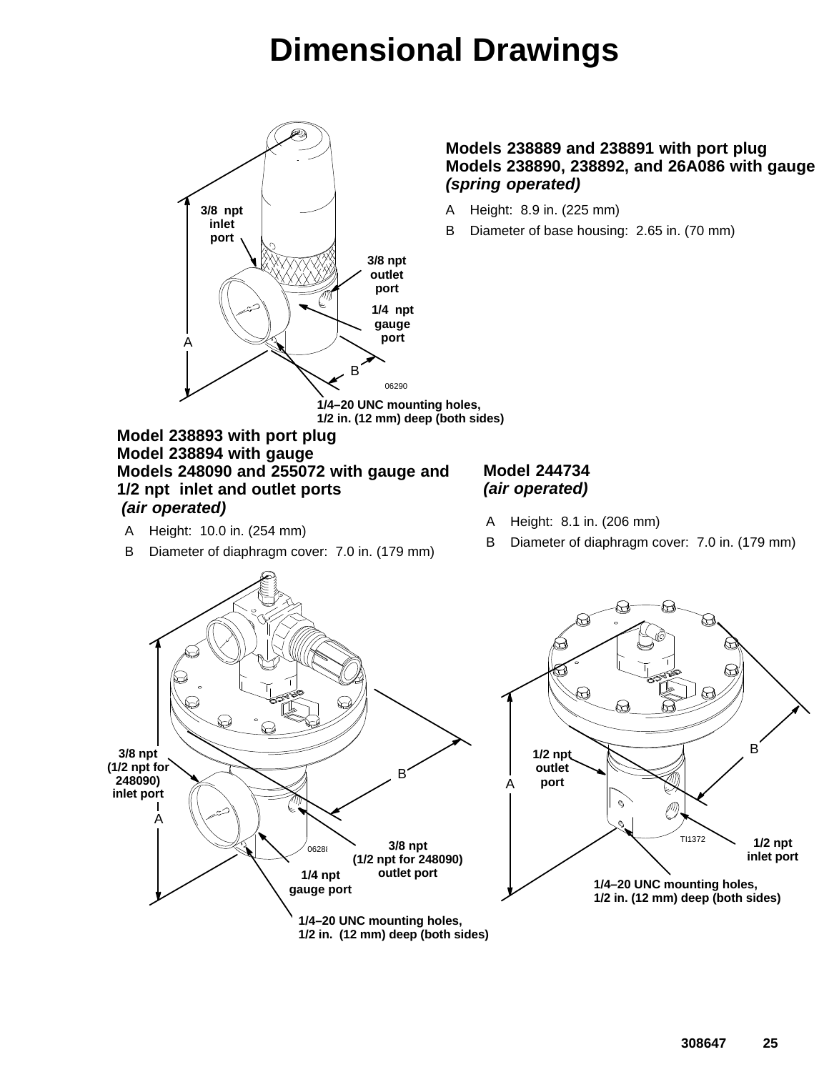# Dimensional Drawings

### Models 238889 and 238891 with port plug
### Models 238890, 238892, and 26A086 with gauge
***(spring operated)***

A Height: 8.9 in. (225 mm)

B Diameter of base housing: 2.65 in. (70 mm)

3/8 npt inlet port

3/8 npt outlet port

1/4 npt gauge port

1/4–20 UNC mounting holes, 1/2 in. (12 mm) deep (both sides)

06290

### Model 238893 with port plug
### Model 238894 with gauge
### Models 248090 and 255072 with gauge and 1/2 npt inlet and outlet ports
***(air operated)***

A Height: 10.0 in. (254 mm)

B Diameter of diaphragm cover: 7.0 in. (179 mm)

3/8 npt (1/2 npt for 248090) inlet port

3/8 npt (1/2 npt for 248090) outlet port

1/4 npt gauge port

1/4–20 UNC mounting holes, 1/2 in. (12 mm) deep (both sides)

06288

### Model 244734
***(air operated)***

A Height: 8.1 in. (206 mm)

B Diameter of diaphragm cover: 7.0 in. (179 mm)

1/2 npt outlet port

1/2 npt inlet port

1/4–20 UNC mounting holes, 1/2 in. (12 mm) deep (both sides)

TI1372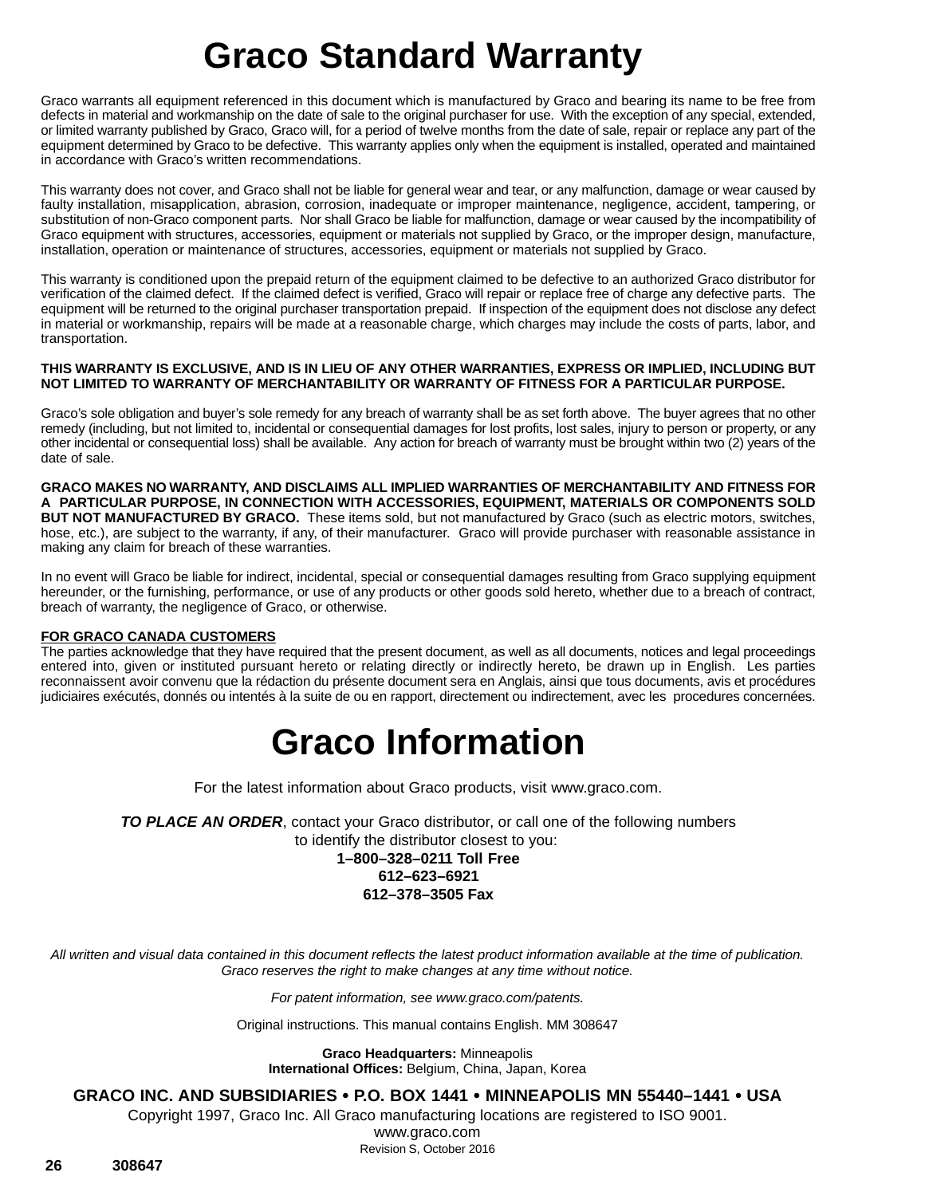# Graco Standard Warranty

Graco warrants all equipment referenced in this document which is manufactured by Graco and bearing its name to be free from defects in material and workmanship on the date of sale to the original purchaser for use. With the exception of any special, extended, or limited warranty published by Graco, Graco will, for a period of twelve months from the date of sale, repair or replace any part of the equipment determined by Graco to be defective. This warranty applies only when the equipment is installed, operated and maintained in accordance with Graco's written recommendations.

This warranty does not cover, and Graco shall not be liable for general wear and tear, or any malfunction, damage or wear caused by faulty installation, misapplication, abrasion, corrosion, inadequate or improper maintenance, negligence, accident, tampering, or substitution of non-Graco component parts. Nor shall Graco be liable for malfunction, damage or wear caused by the incompatibility of Graco equipment with structures, accessories, equipment or materials not supplied by Graco, or the improper design, manufacture, installation, operation or maintenance of structures, accessories, equipment or materials not supplied by Graco.

This warranty is conditioned upon the prepaid return of the equipment claimed to be defective to an authorized Graco distributor for verification of the claimed defect. If the claimed defect is verified, Graco will repair or replace free of charge any defective parts. The equipment will be returned to the original purchaser transportation prepaid. If inspection of the equipment does not disclose any defect in material or workmanship, repairs will be made at a reasonable charge, which charges may include the costs of parts, labor, and transportation.

**THIS WARRANTY IS EXCLUSIVE, AND IS IN LIEU OF ANY OTHER WARRANTIES, EXPRESS OR IMPLIED, INCLUDING BUT NOT LIMITED TO WARRANTY OF MERCHANTABILITY OR WARRANTY OF FITNESS FOR A PARTICULAR PURPOSE.**

Graco's sole obligation and buyer's sole remedy for any breach of warranty shall be as set forth above. The buyer agrees that no other remedy (including, but not limited to, incidental or consequential damages for lost profits, lost sales, injury to person or property, or any other incidental or consequential loss) shall be available. Any action for breach of warranty must be brought within two (2) years of the date of sale.

**GRACO MAKES NO WARRANTY, AND DISCLAIMS ALL IMPLIED WARRANTIES OF MERCHANTABILITY AND FITNESS FOR A PARTICULAR PURPOSE, IN CONNECTION WITH ACCESSORIES, EQUIPMENT, MATERIALS OR COMPONENTS SOLD BUT NOT MANUFACTURED BY GRACO.** These items sold, but not manufactured by Graco (such as electric motors, switches, hose, etc.), are subject to the warranty, if any, of their manufacturer. Graco will provide purchaser with reasonable assistance in making any claim for breach of these warranties.

In no event will Graco be liable for indirect, incidental, special or consequential damages resulting from Graco supplying equipment hereunder, or the furnishing, performance, or use of any products or other goods sold hereto, whether due to a breach of contract, breach of warranty, the negligence of Graco, or otherwise.

**FOR GRACO CANADA CUSTOMERS**
The parties acknowledge that they have required that the present document, as well as all documents, notices and legal proceedings entered into, given or instituted pursuant hereto or relating directly or indirectly hereto, be drawn up in English. Les parties reconnaissent avoir convenu que la rédaction du présente document sera en Anglais, ainsi que tous documents, avis et procédures judiciaires exécutés, donnés ou intentés à la suite de ou en rapport, directement ou indirectement, avec les procedures concernées.

# Graco Information

For the latest information about Graco products, visit www.graco.com.

***TO PLACE AN ORDER***, contact your Graco distributor, or call one of the following numbers to identify the distributor closest to you:
**1–800–328–0211 Toll Free**
**612–623–6921**
**612–378–3505 Fax**

*All written and visual data contained in this document reflects the latest product information available at the time of publication. Graco reserves the right to make changes at any time without notice.*

*For patent information, see www.graco.com/patents.*

Original instructions. This manual contains English. MM 308647

**Graco Headquarters:** Minneapolis
**International Offices:** Belgium, China, Japan, Korea

**GRACO INC. AND SUBSIDIARIES • P.O. BOX 1441 • MINNEAPOLIS MN 55440–1441 • USA**
Copyright 1997, Graco Inc. All Graco manufacturing locations are registered to ISO 9001.
www.graco.com
Revision S, October 2016